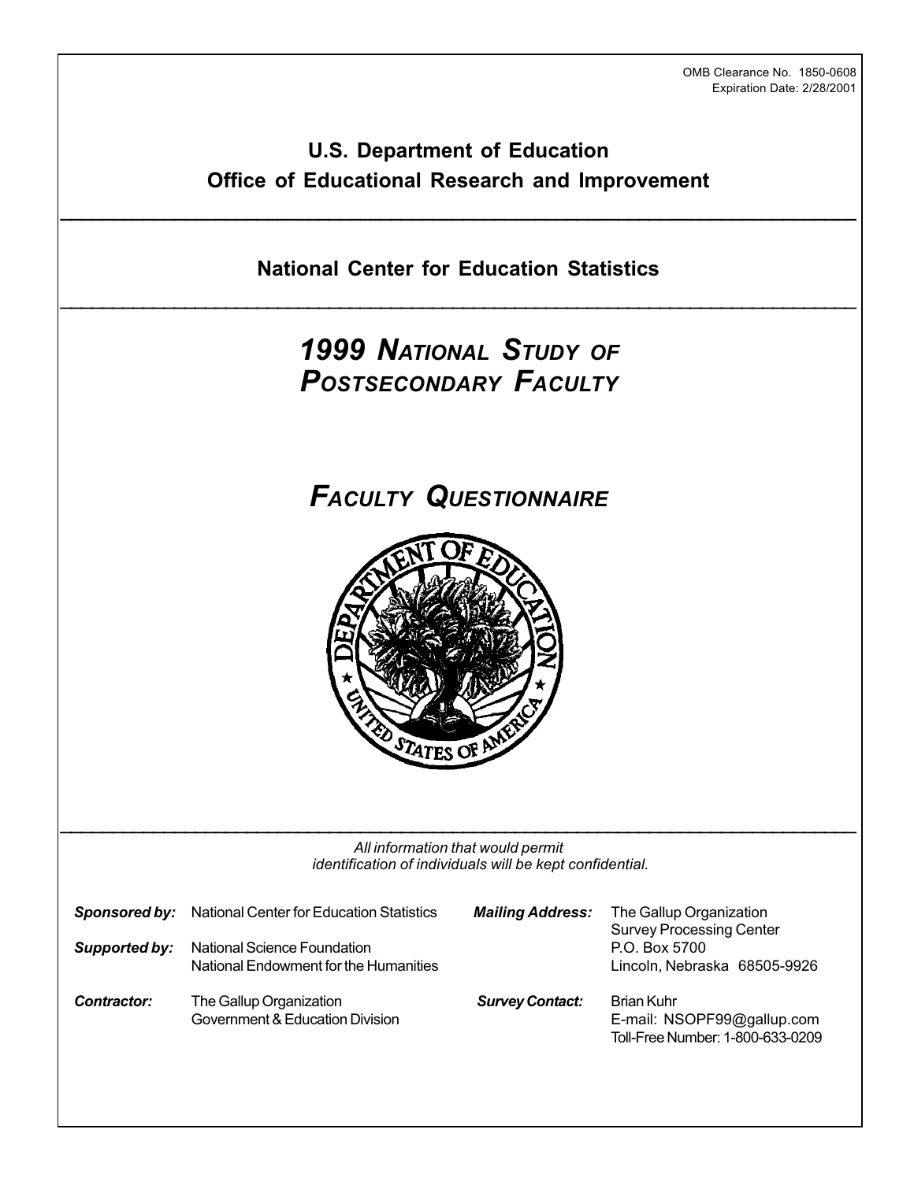OMB Clearance No. 1850-0608
Expiration Date: 2/28/2001

# U.S. Department of Education
## Office of Educational Research and Improvement

---

## National Center for Education Statistics

---

# *1999 National Study of Postsecondary Faculty*

# *Faculty Questionnaire*

---

*All information that would permit identification of individuals will be kept confidential.*

| | | | |
|---|---|---|---|
| ***Sponsored by:*** | National Center for Education Statistics | ***Mailing Address:*** | The Gallup Organization<br>Survey Processing Center<br>P.O. Box 5700<br>Lincoln, Nebraska 68505-9926 |
| ***Supported by:*** | National Science Foundation<br>National Endowment for the Humanities | | |
| ***Contractor:*** | The Gallup Organization<br>Government & Education Division | ***Survey Contact:*** | Brian Kuhr<br>E-mail: NSOPF99@gallup.com<br>Toll-Free Number: 1-800-633-0209 |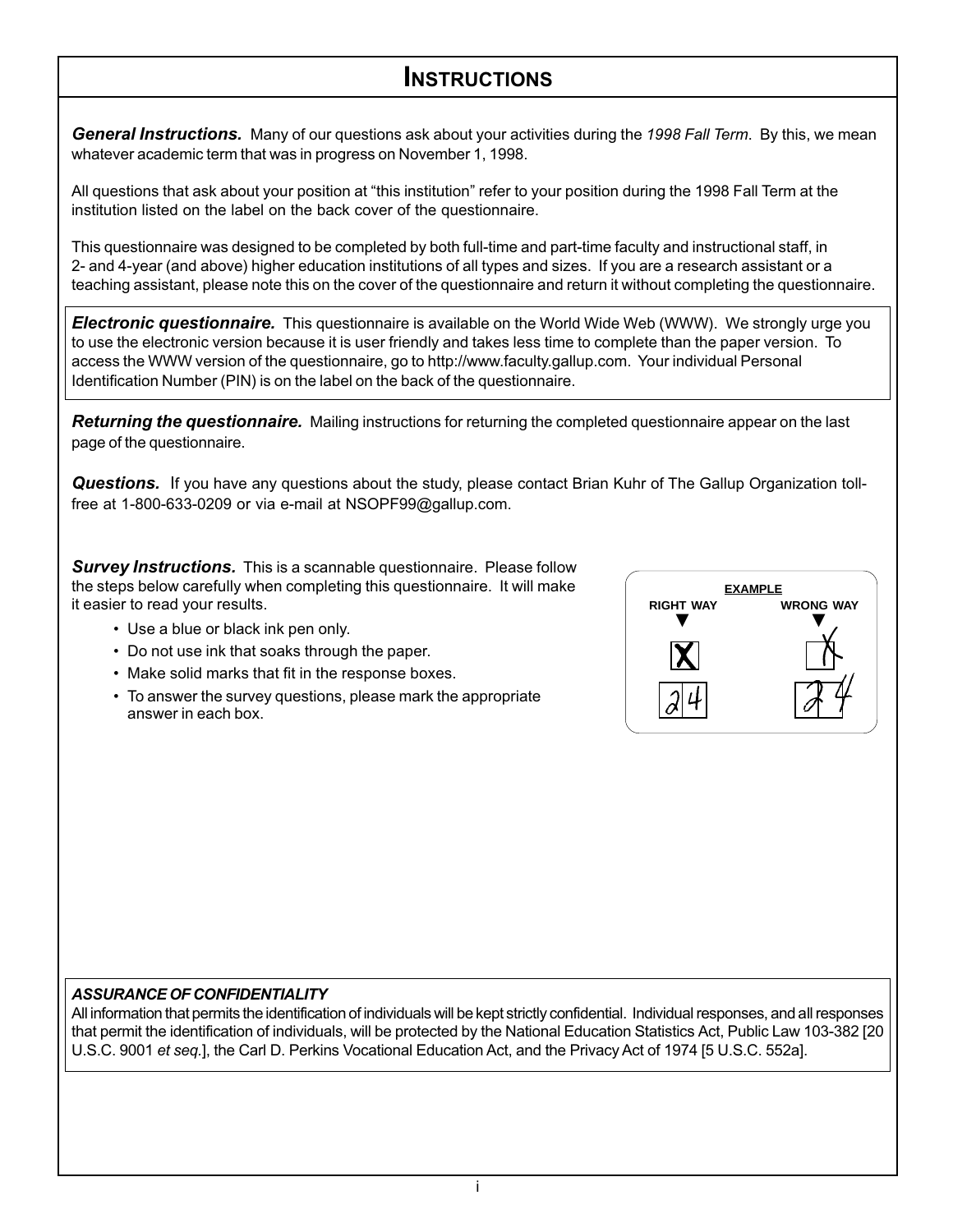# INSTRUCTIONS

***General Instructions.*** Many of our questions ask about your activities during the *1998 Fall Term*. By this, we mean whatever academic term that was in progress on November 1, 1998.

All questions that ask about your position at "this institution" refer to your position during the 1998 Fall Term at the institution listed on the label on the back cover of the questionnaire.

This questionnaire was designed to be completed by both full-time and part-time faculty and instructional staff, in 2- and 4-year (and above) higher education institutions of all types and sizes. If you are a research assistant or a teaching assistant, please note this on the cover of the questionnaire and return it without completing the questionnaire.

***Electronic questionnaire.*** This questionnaire is available on the World Wide Web (WWW). We strongly urge you to use the electronic version because it is user friendly and takes less time to complete than the paper version. To access the WWW version of the questionnaire, go to http://www.faculty.gallup.com. Your individual Personal Identification Number (PIN) is on the label on the back of the questionnaire.

***Returning the questionnaire.*** Mailing instructions for returning the completed questionnaire appear on the last page of the questionnaire.

***Questions.*** If you have any questions about the study, please contact Brian Kuhr of The Gallup Organization toll-free at 1-800-633-0209 or via e-mail at NSOPF99@gallup.com.

***Survey Instructions.*** This is a scannable questionnaire. Please follow the steps below carefully when completing this questionnaire. It will make it easier to read your results.

- Use a blue or black ink pen only.
- Do not use ink that soaks through the paper.
- Make solid marks that fit in the response boxes.
- To answer the survey questions, please mark the appropriate answer in each box.

**EXAMPLE**

**RIGHT WAY** | **WRONG WAY**

***ASSURANCE OF CONFIDENTIALITY***

All information that permits the identification of individuals will be kept strictly confidential. Individual responses, and all responses that permit the identification of individuals, will be protected by the National Education Statistics Act, Public Law 103-382 [20 U.S.C. 9001 *et seq.*], the Carl D. Perkins Vocational Education Act, and the Privacy Act of 1974 [5 U.S.C. 552a].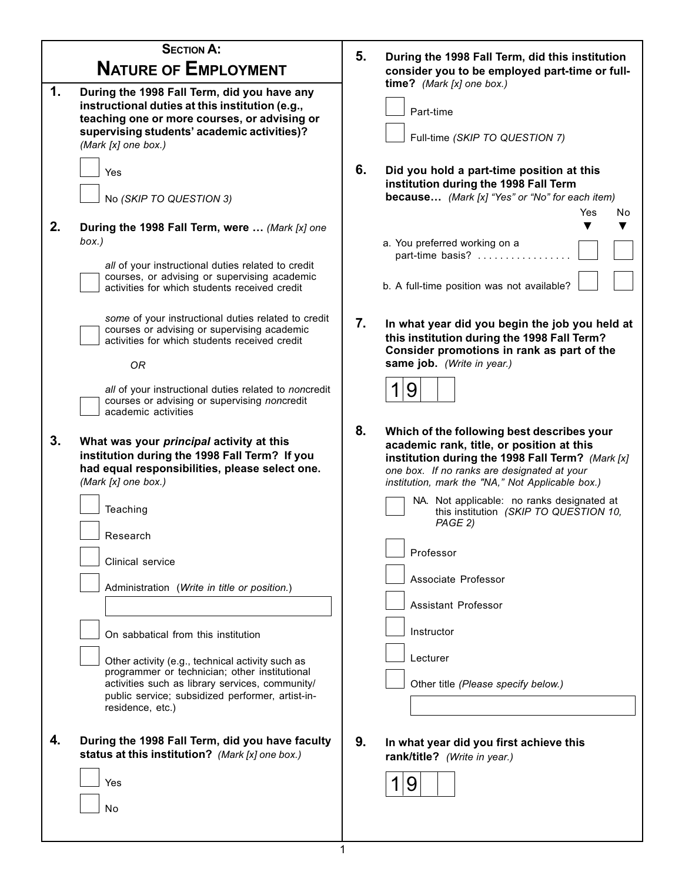## SECTION A: NATURE OF EMPLOYMENT

**1. During the 1998 Fall Term, did you have any instructional duties at this institution (e.g., teaching one or more courses, or advising or supervising students' academic activities)?** *(Mark [x] one box.)*

- [ ] Yes
- [ ] No *(SKIP TO QUESTION 3)*

**2. During the 1998 Fall Term, were …** *(Mark [x] one box.)*

- [ ] *all* of your instructional duties related to credit courses, or advising or supervising academic activities for which students received credit
- [ ] *some* of your instructional duties related to credit courses or advising or supervising academic activities for which students received credit

  *OR*

- [ ] *all* of your instructional duties related to *non*credit courses or advising or supervising *non*credit academic activities

**3. What was your *principal* activity at this institution during the 1998 Fall Term? If you had equal responsibilities, please select one.** *(Mark [x] one box.)*

- [ ] Teaching
- [ ] Research
- [ ] Clinical service
- [ ] Administration (*Write in title or position.*) ____________
- [ ] On sabbatical from this institution
- [ ] Other activity (e.g., technical activity such as programmer or technician; other institutional activities such as library services, community/public service; subsidized performer, artist-in-residence, etc.)

**4. During the 1998 Fall Term, did you have faculty status at this institution?** *(Mark [x] one box.)*

- [ ] Yes
- [ ] No

**5. During the 1998 Fall Term, did this institution consider you to be employed part-time or full-time?** *(Mark [x] one box.)*

- [ ] Part-time
- [ ] Full-time *(SKIP TO QUESTION 7)*

**6. Did you hold a part-time position at this institution during the 1998 Fall Term because…** *(Mark [x] "Yes" or "No" for each item)*

| | Yes | No |
|---|---|---|
| a. You preferred working on a part-time basis? ................. | [ ] | [ ] |
| b. A full-time position was not available? | [ ] | [ ] |

**7. In what year did you begin the job you held at this institution during the 1998 Fall Term? Consider promotions in rank as part of the same job.** *(Write in year.)*

1 9 __ __

**8. Which of the following best describes your academic rank, title, or position at this institution during the 1998 Fall Term?** *(Mark [x] one box. If no ranks are designated at your institution, mark the "NA," Not Applicable box.)*

- [ ] NA. Not applicable: no ranks designated at this institution *(SKIP TO QUESTION 10, PAGE 2)*
- [ ] Professor
- [ ] Associate Professor
- [ ] Assistant Professor
- [ ] Instructor
- [ ] Lecturer
- [ ] Other title *(Please specify below.)* ____________

**9. In what year did you first achieve this rank/title?** *(Write in year.)*

1 9 __ __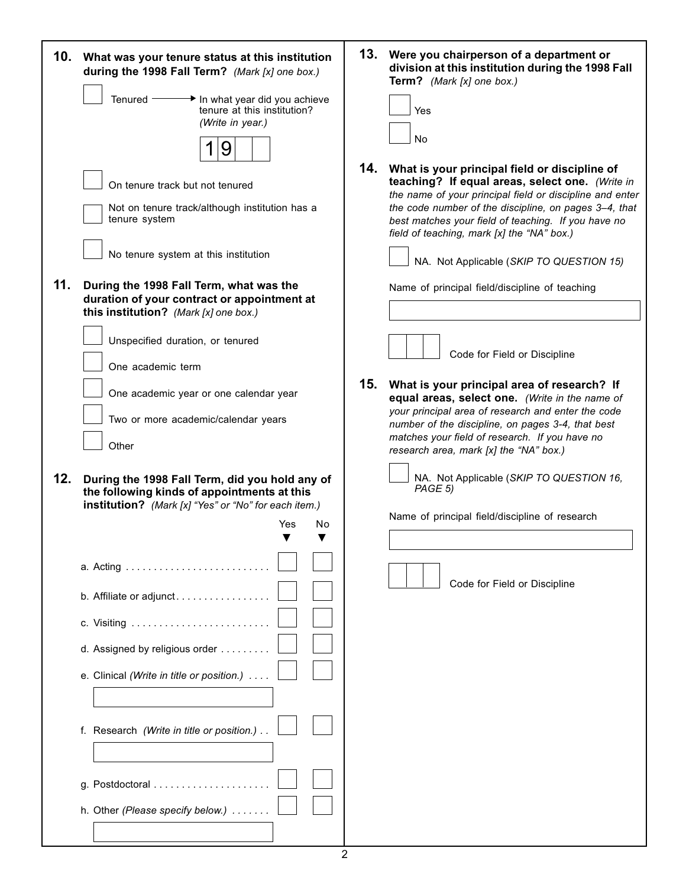**10. What was your tenure status at this institution during the 1998 Fall Term?** *(Mark [x] one box.)*

- [ ] Tenured → In what year did you achieve tenure at this institution? *(Write in year.)*

  19__ __

- [ ] On tenure track but not tenured
- [ ] Not on tenure track/although institution has a tenure system
- [ ] No tenure system at this institution

**11. During the 1998 Fall Term, what was the duration of your contract or appointment at this institution?** *(Mark [x] one box.)*

- [ ] Unspecified duration, or tenured
- [ ] One academic term
- [ ] One academic year or one calendar year
- [ ] Two or more academic/calendar years
- [ ] Other

**12. During the 1998 Fall Term, did you hold any of the following kinds of appointments at this institution?** *(Mark [x] "Yes" or "No" for each item.)*

| | Yes | No |
|---|---|---|
| a. Acting | [ ] | [ ] |
| b. Affiliate or adjunct | [ ] | [ ] |
| c. Visiting | [ ] | [ ] |
| d. Assigned by religious order | [ ] | [ ] |
| e. Clinical *(Write in title or position.)* ____________ | [ ] | [ ] |
| f. Research *(Write in title or position.)* ____________ | [ ] | [ ] |
| g. Postdoctoral | [ ] | [ ] |
| h. Other *(Please specify below.)* ____________ | [ ] | [ ] |

**13. Were you chairperson of a department or division at this institution during the 1998 Fall Term?** *(Mark [x] one box.)*

- [ ] Yes
- [ ] No

**14. What is your principal field or discipline of teaching? If equal areas, select one.** *(Write in the name of your principal field or discipline and enter the code number of the discipline, on pages 3–4, that best matches your field of teaching. If you have no field of teaching, mark [x] the "NA" box.)*

- [ ] NA. Not Applicable (*SKIP TO QUESTION 15)*

Name of principal field/discipline of teaching

____________________

__ __ __ Code for Field or Discipline

**15. What is your principal area of research? If equal areas, select one.** *(Write in the name of your principal area of research and enter the code number of the discipline, on pages 3-4, that best matches your field of research. If you have no research area, mark [x] the "NA" box.)*

- [ ] NA. Not Applicable (*SKIP TO QUESTION 16, PAGE 5)*

Name of principal field/discipline of research

____________________

__ __ __ Code for Field or Discipline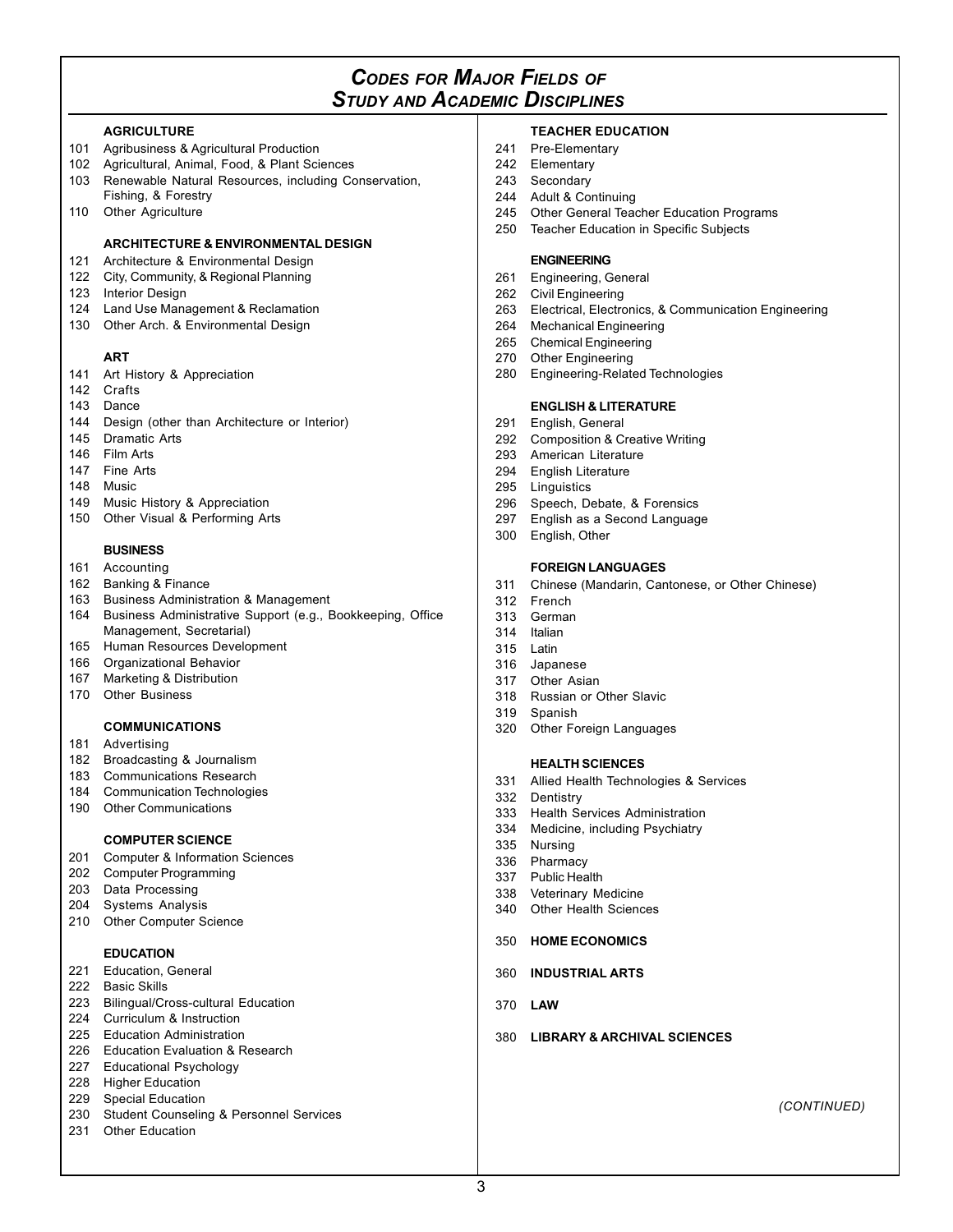## *Codes for Major Fields of Study and Academic Disciplines*

**AGRICULTURE**

101 Agribusiness & Agricultural Production
102 Agricultural, Animal, Food, & Plant Sciences
103 Renewable Natural Resources, including Conservation, Fishing, & Forestry
110 Other Agriculture

**ARCHITECTURE & ENVIRONMENTAL DESIGN**

121 Architecture & Environmental Design
122 City, Community, & Regional Planning
123 Interior Design
124 Land Use Management & Reclamation
130 Other Arch. & Environmental Design

**ART**

141 Art History & Appreciation
142 Crafts
143 Dance
144 Design (other than Architecture or Interior)
145 Dramatic Arts
146 Film Arts
147 Fine Arts
148 Music
149 Music History & Appreciation
150 Other Visual & Performing Arts

**BUSINESS**

161 Accounting
162 Banking & Finance
163 Business Administration & Management
164 Business Administrative Support (e.g., Bookkeeping, Office Management, Secretarial)
165 Human Resources Development
166 Organizational Behavior
167 Marketing & Distribution
170 Other Business

**COMMUNICATIONS**

181 Advertising
182 Broadcasting & Journalism
183 Communications Research
184 Communication Technologies
190 Other Communications

**COMPUTER SCIENCE**

201 Computer & Information Sciences
202 Computer Programming
203 Data Processing
204 Systems Analysis
210 Other Computer Science

**EDUCATION**

221 Education, General
222 Basic Skills
223 Bilingual/Cross-cultural Education
224 Curriculum & Instruction
225 Education Administration
226 Education Evaluation & Research
227 Educational Psychology
228 Higher Education
229 Special Education
230 Student Counseling & Personnel Services
231 Other Education

**TEACHER EDUCATION**

241 Pre-Elementary
242 Elementary
243 Secondary
244 Adult & Continuing
245 Other General Teacher Education Programs
250 Teacher Education in Specific Subjects

**ENGINEERING**

261 Engineering, General
262 Civil Engineering
263 Electrical, Electronics, & Communication Engineering
264 Mechanical Engineering
265 Chemical Engineering
270 Other Engineering
280 Engineering-Related Technologies

**ENGLISH & LITERATURE**

291 English, General
292 Composition & Creative Writing
293 American Literature
294 English Literature
295 Linguistics
296 Speech, Debate, & Forensics
297 English as a Second Language
300 English, Other

**FOREIGN LANGUAGES**

311 Chinese (Mandarin, Cantonese, or Other Chinese)
312 French
313 German
314 Italian
315 Latin
316 Japanese
317 Other Asian
318 Russian or Other Slavic
319 Spanish
320 Other Foreign Languages

**HEALTH SCIENCES**

331 Allied Health Technologies & Services
332 Dentistry
333 Health Services Administration
334 Medicine, including Psychiatry
335 Nursing
336 Pharmacy
337 Public Health
338 Veterinary Medicine
340 Other Health Sciences

350 **HOME ECONOMICS**

360 **INDUSTRIAL ARTS**

370 **LAW**

380 **LIBRARY & ARCHIVAL SCIENCES**

*(CONTINUED)*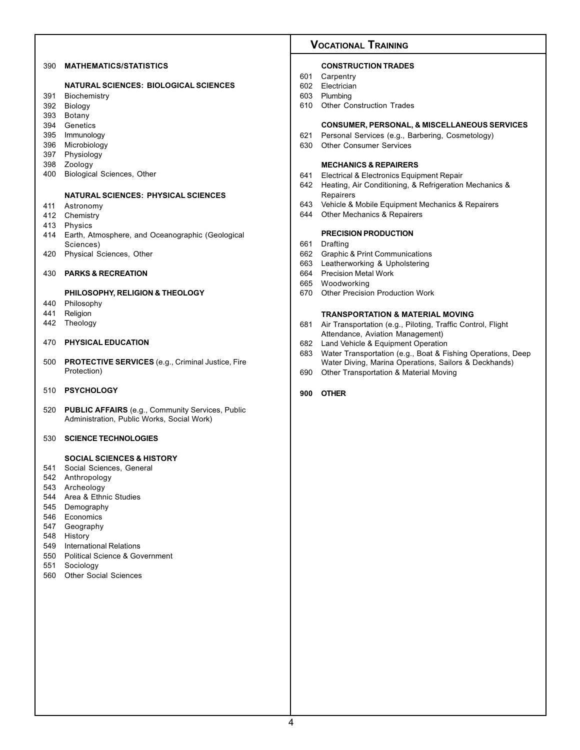390 **MATHEMATICS/STATISTICS**

**NATURAL SCIENCES: BIOLOGICAL SCIENCES**

391 Biochemistry
392 Biology
393 Botany
394 Genetics
395 Immunology
396 Microbiology
397 Physiology
398 Zoology
400 Biological Sciences, Other

**NATURAL SCIENCES: PHYSICAL SCIENCES**

411 Astronomy
412 Chemistry
413 Physics
414 Earth, Atmosphere, and Oceanographic (Geological Sciences)
420 Physical Sciences, Other

430 **PARKS & RECREATION**

**PHILOSOPHY, RELIGION & THEOLOGY**

440 Philosophy
441 Religion
442 Theology

470 **PHYSICAL EDUCATION**

500 **PROTECTIVE SERVICES** (e.g., Criminal Justice, Fire Protection)

510 **PSYCHOLOGY**

520 **PUBLIC AFFAIRS** (e.g., Community Services, Public Administration, Public Works, Social Work)

530 **SCIENCE TECHNOLOGIES**

**SOCIAL SCIENCES & HISTORY**

541 Social Sciences, General
542 Anthropology
543 Archeology
544 Area & Ethnic Studies
545 Demography
546 Economics
547 Geography
548 History
549 International Relations
550 Political Science & Government
551 Sociology
560 Other Social Sciences

## Vocational Training

**CONSTRUCTION TRADES**

601 Carpentry
602 Electrician
603 Plumbing
610 Other Construction Trades

**CONSUMER, PERSONAL, & MISCELLANEOUS SERVICES**

621 Personal Services (e.g., Barbering, Cosmetology)
630 Other Consumer Services

**MECHANICS & REPAIRERS**

641 Electrical & Electronics Equipment Repair
642 Heating, Air Conditioning, & Refrigeration Mechanics & Repairers
643 Vehicle & Mobile Equipment Mechanics & Repairers
644 Other Mechanics & Repairers

**PRECISION PRODUCTION**

661 Drafting
662 Graphic & Print Communications
663 Leatherworking & Upholstering
664 Precision Metal Work
665 Woodworking
670 Other Precision Production Work

**TRANSPORTATION & MATERIAL MOVING**

681 Air Transportation (e.g., Piloting, Traffic Control, Flight Attendance, Aviation Management)
682 Land Vehicle & Equipment Operation
683 Water Transportation (e.g., Boat & Fishing Operations, Deep Water Diving, Marina Operations, Sailors & Deckhands)
690 Other Transportation & Material Moving

**900 OTHER**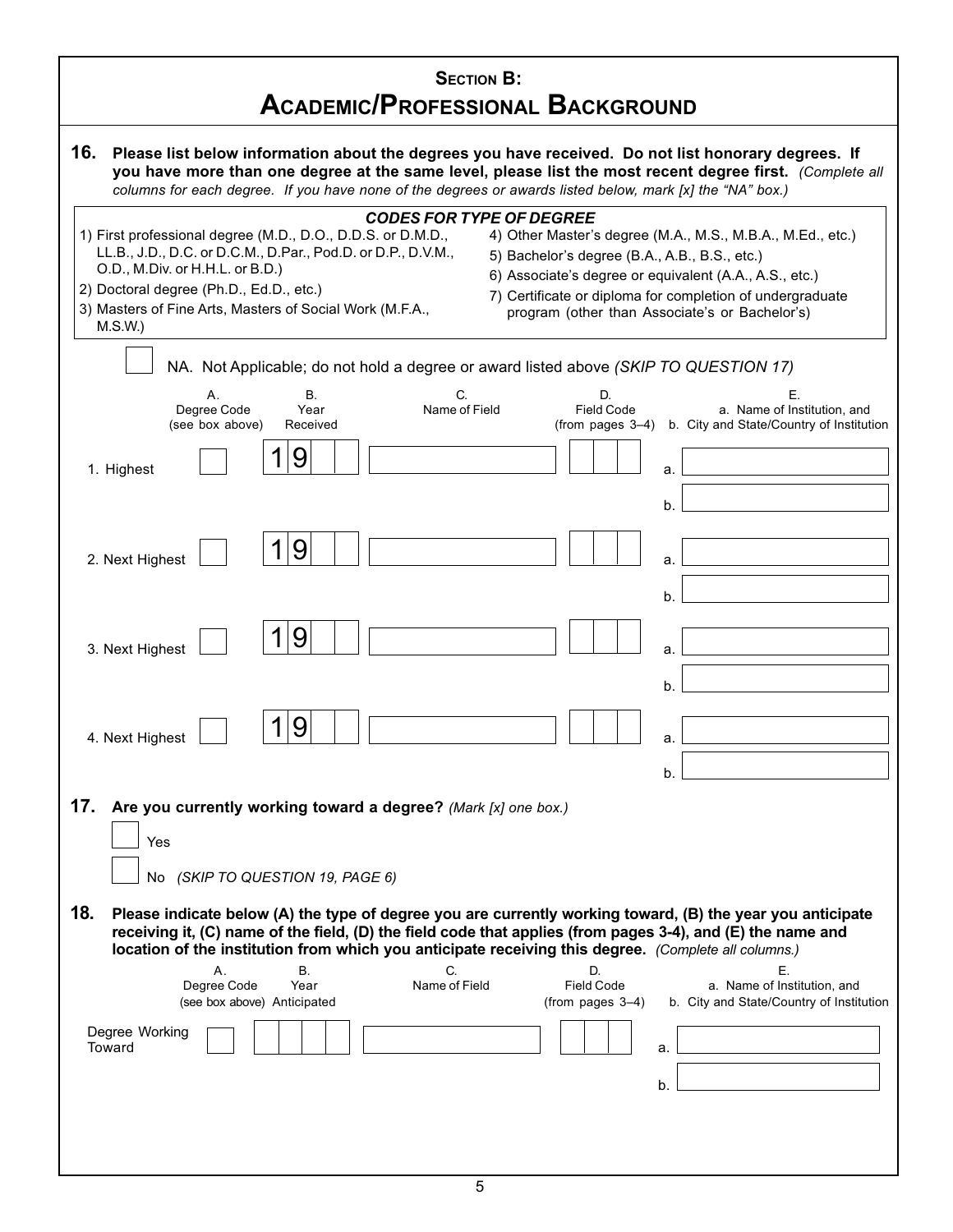# SECTION B:
# ACADEMIC/PROFESSIONAL BACKGROUND

**16. Please list below information about the degrees you have received. Do not list honorary degrees. If you have more than one degree at the same level, please list the most recent degree first.** *(Complete all columns for each degree. If you have none of the degrees or awards listed below, mark [x] the "NA" box.)*

***CODES FOR TYPE OF DEGREE***

1) First professional degree (M.D., D.O., D.D.S. or D.M.D., LL.B., J.D., D.C. or D.C.M., D.Par., Pod.D. or D.P., D.V.M., O.D., M.Div. or H.H.L. or B.D.)
2) Doctoral degree (Ph.D., Ed.D., etc.)
3) Masters of Fine Arts, Masters of Social Work (M.F.A., M.S.W.)
4) Other Master's degree (M.A., M.S., M.B.A., M.Ed., etc.)
5) Bachelor's degree (B.A., A.B., B.S., etc.)
6) Associate's degree or equivalent (A.A., A.S., etc.)
7) Certificate or diploma for completion of undergraduate program (other than Associate's or Bachelor's)

☐ NA. Not Applicable; do not hold a degree or award listed above *(SKIP TO QUESTION 17)*

| | A. Degree Code (see box above) | B. Year Received | C. Name of Field | D. Field Code (from pages 3–4) | E. a. Name of Institution, and b. City and State/Country of Institution |
|---|---|---|---|---|---|
| 1. Highest | ☐ | 1 9 ☐☐ | | ☐☐☐ | a. ______ b. ______ |
| 2. Next Highest | ☐ | 1 9 ☐☐ | | ☐☐☐ | a. ______ b. ______ |
| 3. Next Highest | ☐ | 1 9 ☐☐ | | ☐☐☐ | a. ______ b. ______ |
| 4. Next Highest | ☐ | 1 9 ☐☐ | | ☐☐☐ | a. ______ b. ______ |

**17. Are you currently working toward a degree?** *(Mark [x] one box.)*

☐ Yes

☐ No *(SKIP TO QUESTION 19, PAGE 6)*

**18. Please indicate below (A) the type of degree you are currently working toward, (B) the year you anticipate receiving it, (C) name of the field, (D) the field code that applies (from pages 3-4), and (E) the name and location of the institution from which you anticipate receiving this degree.** *(Complete all columns.)*

| | A. Degree Code (see box above) | B. Year Anticipated | C. Name of Field | D. Field Code (from pages 3–4) | E. a. Name of Institution, and b. City and State/Country of Institution |
|---|---|---|---|---|---|
| Degree Working Toward | ☐ | ☐☐☐☐ | | ☐☐☐ | a. ______ b. ______ |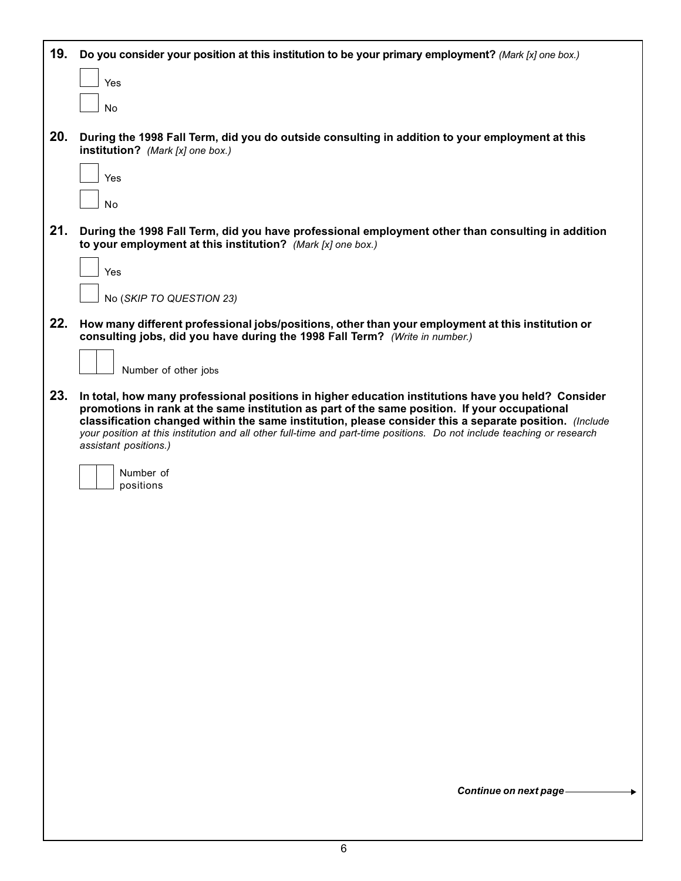**19. Do you consider your position at this institution to be your primary employment?** *(Mark [x] one box.)*

- [ ] Yes
- [ ] No

**20. During the 1998 Fall Term, did you do outside consulting in addition to your employment at this institution?** *(Mark [x] one box.)*

- [ ] Yes
- [ ] No

**21. During the 1998 Fall Term, did you have professional employment other than consulting in addition to your employment at this institution?** *(Mark [x] one box.)*

- [ ] Yes
- [ ] No (*SKIP TO QUESTION 23)*

**22. How many different professional jobs/positions, other than your employment at this institution or consulting jobs, did you have during the 1998 Fall Term?** *(Write in number.)*

[ ][ ] Number of other jobs

**23. In total, how many professional positions in higher education institutions have you held? Consider promotions in rank at the same institution as part of the same position. If your occupational classification changed within the same institution, please consider this a separate position.** *(Include your position at this institution and all other full-time and part-time positions. Do not include teaching or research assistant positions.)*

[ ][ ] Number of positions

***Continue on next page*** →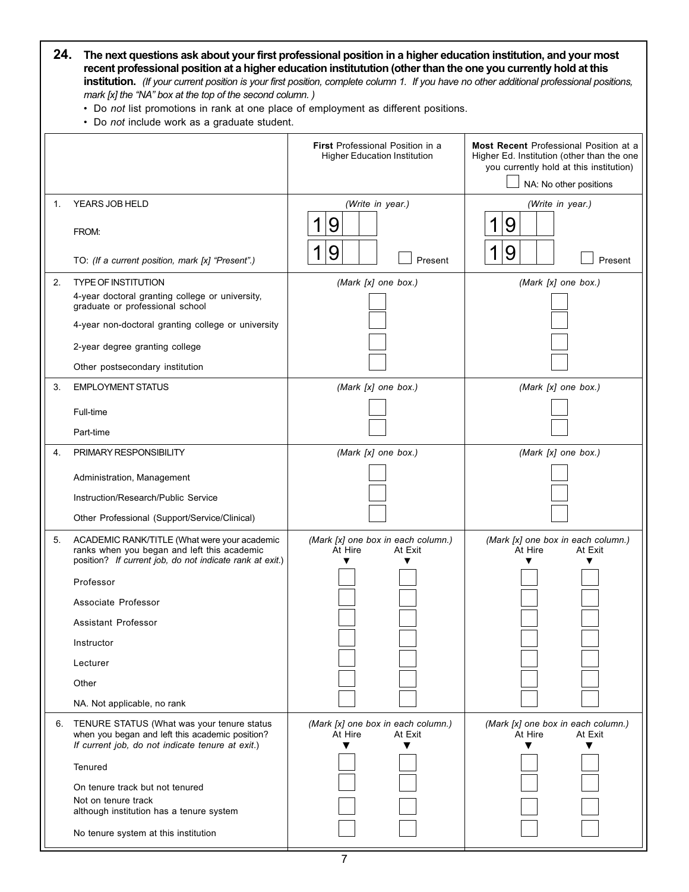**24. The next questions ask about your first professional position in a higher education institution, and your most recent professional position at a higher education institutution (other than the one you currently hold at this institution.** *(If your current position is your first position, complete column 1. If you have no other additional professional positions, mark [x] the "NA" box at the top of the second column. )*

- Do *not* list promotions in rank at one place of employment as different positions.
- Do *not* include work as a graduate student.

| | **First** Professional Position in a Higher Education Institution | | **Most Recent** Professional Position at a Higher Ed. Institution (other than the one you currently hold at this institution) ☐ NA: No other positions | |
|---|---|---|---|---|
| 1. YEARS JOB HELD | *(Write in year.)* | | *(Write in year.)* | |
| FROM: | 19 ☐☐ | | 19 ☐☐ | |
| TO: *(If a current position, mark [x] "Present".)* | 19 ☐☐ ☐ Present | | 19 ☐☐ ☐ Present | |
| 2. TYPE OF INSTITUTION | *(Mark [x] one box.)* | | *(Mark [x] one box.)* | |
| 4-year doctoral granting college or university, graduate or professional school | ☐ | | ☐ | |
| 4-year non-doctoral granting college or university | ☐ | | ☐ | |
| 2-year degree granting college | ☐ | | ☐ | |
| Other postsecondary institution | ☐ | | ☐ | |
| 3. EMPLOYMENT STATUS | *(Mark [x] one box.)* | | *(Mark [x] one box.)* | |
| Full-time | ☐ | | ☐ | |
| Part-time | ☐ | | ☐ | |
| 4. PRIMARY RESPONSIBILITY | *(Mark [x] one box.)* | | *(Mark [x] one box.)* | |
| Administration, Management | ☐ | | ☐ | |
| Instruction/Research/Public Service | ☐ | | ☐ | |
| Other Professional (Support/Service/Clinical) | ☐ | | ☐ | |
| 5. ACADEMIC RANK/TITLE (What were your academic ranks when you began and left this academic position? *If current job, do not indicate rank at exit.*) | *(Mark [x] one box in each column.)* At Hire ▼ | At Exit ▼ | *(Mark [x] one box in each column.)* At Hire ▼ | At Exit ▼ |
| Professor | ☐ | ☐ | ☐ | ☐ |
| Associate Professor | ☐ | ☐ | ☐ | ☐ |
| Assistant Professor | ☐ | ☐ | ☐ | ☐ |
| Instructor | ☐ | ☐ | ☐ | ☐ |
| Lecturer | ☐ | ☐ | ☐ | ☐ |
| Other | ☐ | ☐ | ☐ | ☐ |
| NA. Not applicable, no rank | ☐ | ☐ | ☐ | ☐ |
| 6. TENURE STATUS (What was your tenure status when you began and left this academic position? *If current job, do not indicate tenure at exit.*) | *(Mark [x] one box in each column.)* At Hire ▼ | At Exit ▼ | *(Mark [x] one box in each column.)* At Hire ▼ | At Exit ▼ |
| Tenured | ☐ | ☐ | ☐ | ☐ |
| On tenure track but not tenured | ☐ | ☐ | ☐ | ☐ |
| Not on tenure track although institution has a tenure system | ☐ | ☐ | ☐ | ☐ |
| No tenure system at this institution | ☐ | ☐ | ☐ | ☐ |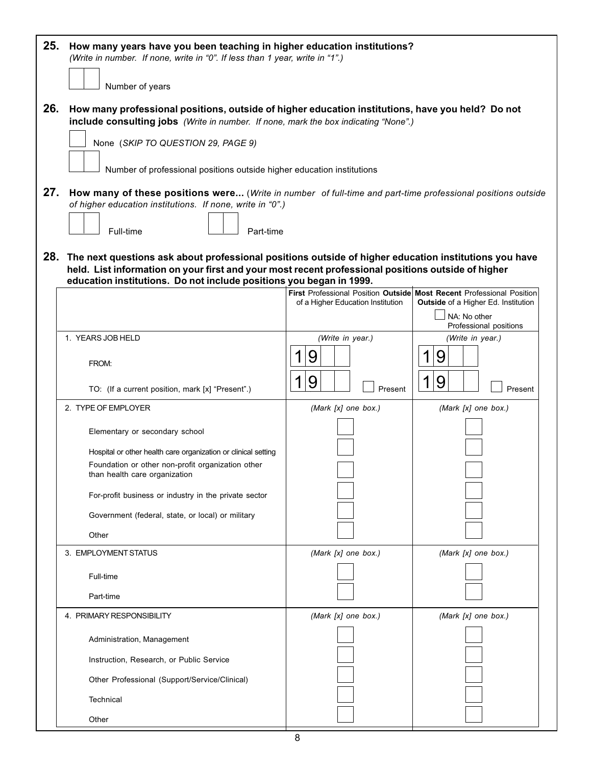**25. How many years have you been teaching in higher education institutions?**
*(Write in number. If none, write in "0". If less than 1 year, write in "1".)*

☐☐ Number of years

**26. How many professional positions, outside of higher education institutions, have you held? Do not include consulting jobs** *(Write in number. If none, mark the box indicating "None".)*

☐ None (*SKIP TO QUESTION 29, PAGE 9*)

☐☐ Number of professional positions outside higher education institutions

**27. How many of these positions were...** (*Write in number of full-time and part-time professional positions outside of higher education institutions. If none, write in "0".)*

☐☐ Full-time ☐☐ Part-time

**28. The next questions ask about professional positions outside of higher education institutions you have held. List information on your first and your most recent professional positions outside of higher education institutions. Do not include positions you began in 1999.**

| | **First** Professional Position **Outside** of a Higher Education Institution | **Most Recent** Professional Position **Outside** of a Higher Ed. Institution<br>☐ NA: No other Professional positions |
|---|---|---|
| 1. YEARS JOB HELD | *(Write in year.)* | *(Write in year.)* |
| FROM: | 1 9 ☐☐ | 1 9 ☐☐ |
| TO: (If a current position, mark [x] "Present".) | 1 9 ☐☐ ☐ Present | 1 9 ☐☐ ☐ Present |
| 2. TYPE OF EMPLOYER | *(Mark [x] one box.)* | *(Mark [x] one box.)* |
| Elementary or secondary school | ☐ | ☐ |
| Hospital or other health care organization or clinical setting | ☐ | ☐ |
| Foundation or other non-profit organization other than health care organization | ☐ | ☐ |
| For-profit business or industry in the private sector | ☐ | ☐ |
| Government (federal, state, or local) or military | ☐ | ☐ |
| Other | ☐ | ☐ |
| 3. EMPLOYMENT STATUS | *(Mark [x] one box.)* | *(Mark [x] one box.)* |
| Full-time | ☐ | ☐ |
| Part-time | ☐ | ☐ |
| 4. PRIMARY RESPONSIBILITY | *(Mark [x] one box.)* | *(Mark [x] one box.)* |
| Administration, Management | ☐ | ☐ |
| Instruction, Research, or Public Service | ☐ | ☐ |
| Other Professional (Support/Service/Clinical) | ☐ | ☐ |
| Technical | ☐ | ☐ |
| Other | ☐ | ☐ |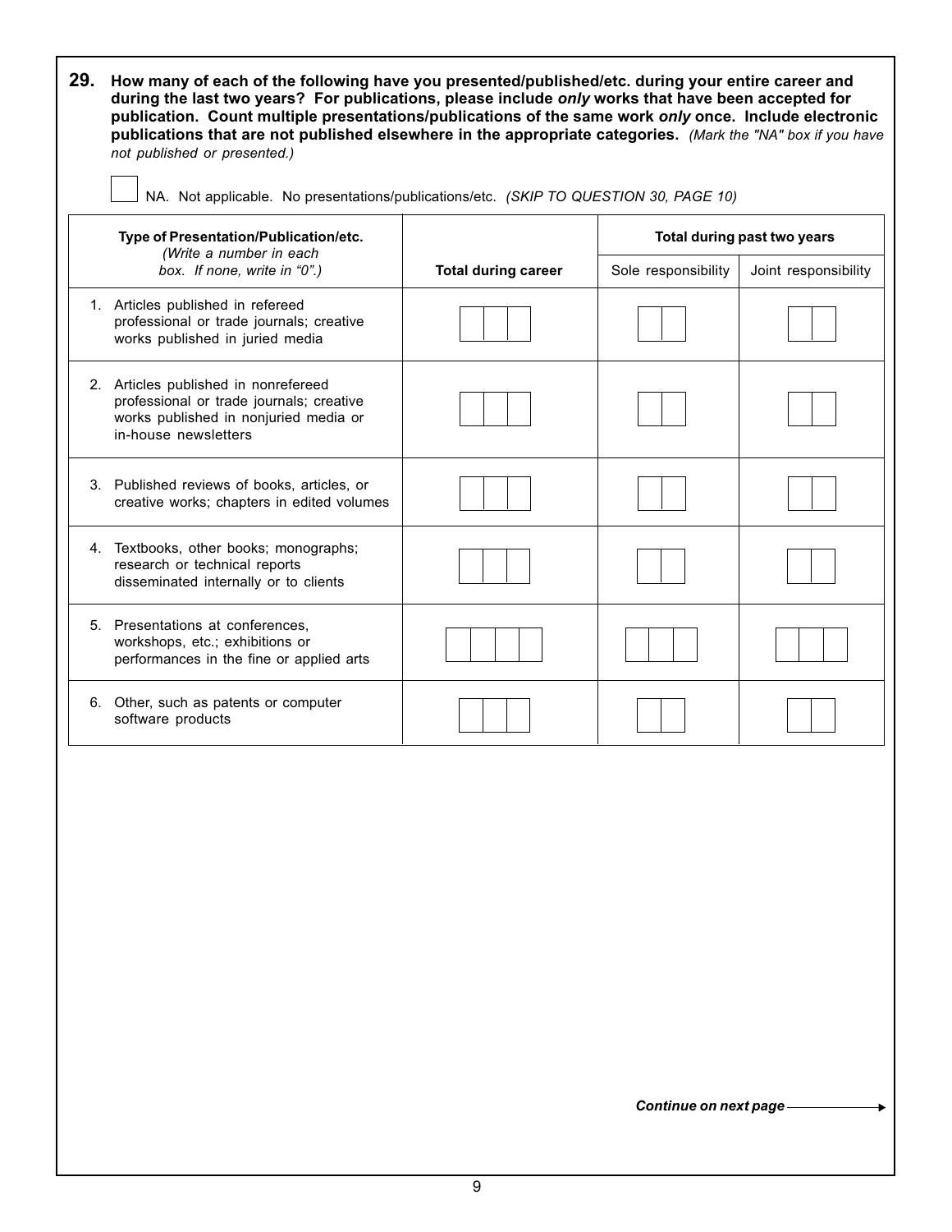**29. How many of each of the following have you presented/published/etc. during your entire career and during the last two years? For publications, please include *only* works that have been accepted for publication. Count multiple presentations/publications of the same work *only* once. Include electronic publications that are not published elsewhere in the appropriate categories.** *(Mark the "NA" box if you have not published or presented.)*

☐ NA. Not applicable. No presentations/publications/etc. *(SKIP TO QUESTION 30, PAGE 10)*

| **Type of Presentation/Publication/etc.** *(Write a number in each box. If none, write in "0".)* | **Total during career** | **Total during past two years** | |
|---|---|---|---|
| | | Sole responsibility | Joint responsibility |
| 1. Articles published in refereed professional or trade journals; creative works published in juried media | ☐☐☐ | ☐☐ | ☐☐ |
| 2. Articles published in nonrefereed professional or trade journals; creative works published in nonjuried media or in-house newsletters | ☐☐☐ | ☐☐ | ☐☐ |
| 3. Published reviews of books, articles, or creative works; chapters in edited volumes | ☐☐☐ | ☐☐ | ☐☐ |
| 4. Textbooks, other books; monographs; research or technical reports disseminated internally or to clients | ☐☐☐ | ☐☐ | ☐☐ |
| 5. Presentations at conferences, workshops, etc.; exhibitions or performances in the fine or applied arts | ☐☐☐☐ | ☐☐☐ | ☐☐☐ |
| 6. Other, such as patents or computer software products | ☐☐☐ | ☐☐ | ☐☐ |

***Continue on next page →***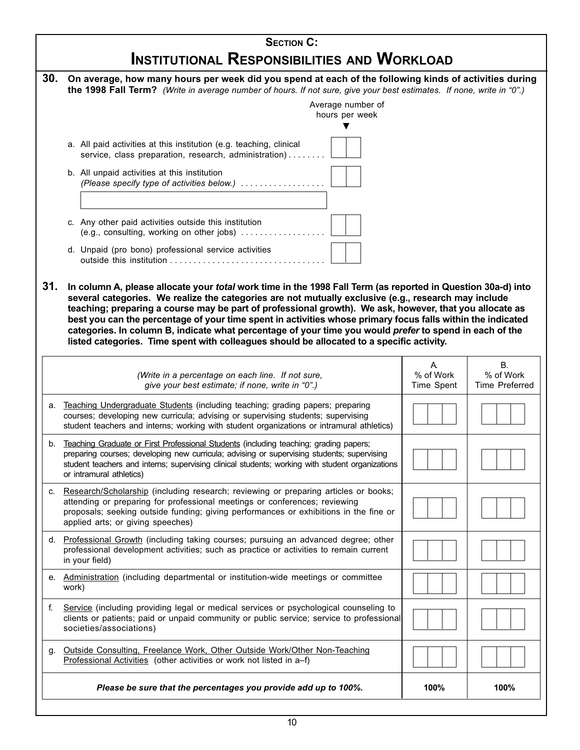## Section C:

# Institutional Responsibilities and Workload

**30. On average, how many hours per week did you spend at each of the following kinds of activities during the 1998 Fall Term?** *(Write in average number of hours. If not sure, give your best estimates. If none, write in "0".)*

| | Average number of hours per week |
|---|---|
| a. All paid activities at this institution (e.g. teaching, clinical service, class preparation, research, administration) . . . . . . . . | |
| b. All unpaid activities at this institution *(Please specify type of activities below.)* . . . . . . . . . . . . . . . . . . | |
| c. Any other paid activities outside this institution (e.g., consulting, working on other jobs) . . . . . . . . . . . . . . . . . . | |
| d. Unpaid (pro bono) professional service activities outside this institution . . . . . . . . . . . . . . . . . . . . . . . . . . . . . . . . . | |

**31. In column A, please allocate your *total* work time in the 1998 Fall Term (as reported in Question 30a-d) into several categories. We realize the categories are not mutually exclusive (e.g., research may include teaching; preparing a course may be part of professional growth). We ask, however, that you allocate as best you can the percentage of your time spent in activities whose primary focus falls within the indicated categories. In column B, indicate what percentage of your time you would *prefer* to spend in each of the listed categories. Time spent with colleagues should be allocated to a specific activity.**

| *(Write in a percentage on each line. If not sure, give your best estimate; if none, write in "0".)* | A. % of Work Time Spent | B. % of Work Time Preferred |
|---|---|---|
| a. Teaching Undergraduate Students (including teaching; grading papers; preparing courses; developing new curricula; advising or supervising students; supervising student teachers and interns; working with student organizations or intramural athletics) | | |
| b. Teaching Graduate or First Professional Students (including teaching; grading papers; preparing courses; developing new curricula; advising or supervising students; supervising student teachers and interns; supervising clinical students; working with student organizations or intramural athletics) | | |
| c. Research/Scholarship (including research; reviewing or preparing articles or books; attending or preparing for professional meetings or conferences; reviewing proposals; seeking outside funding; giving performances or exhibitions in the fine or applied arts; or giving speeches) | | |
| d. Professional Growth (including taking courses; pursuing an advanced degree; other professional development activities; such as practice or activities to remain current in your field) | | |
| e. Administration (including departmental or institution-wide meetings or committee work) | | |
| f. Service (including providing legal or medical services or psychological counseling to clients or patients; paid or unpaid community or public service; service to professional societies/associations) | | |
| g. Outside Consulting, Freelance Work, Other Outside Work/Other Non-Teaching Professional Activities (other activities or work not listed in a–f) | | |
| ***Please be sure that the percentages you provide add up to 100%.*** | **100%** | **100%** |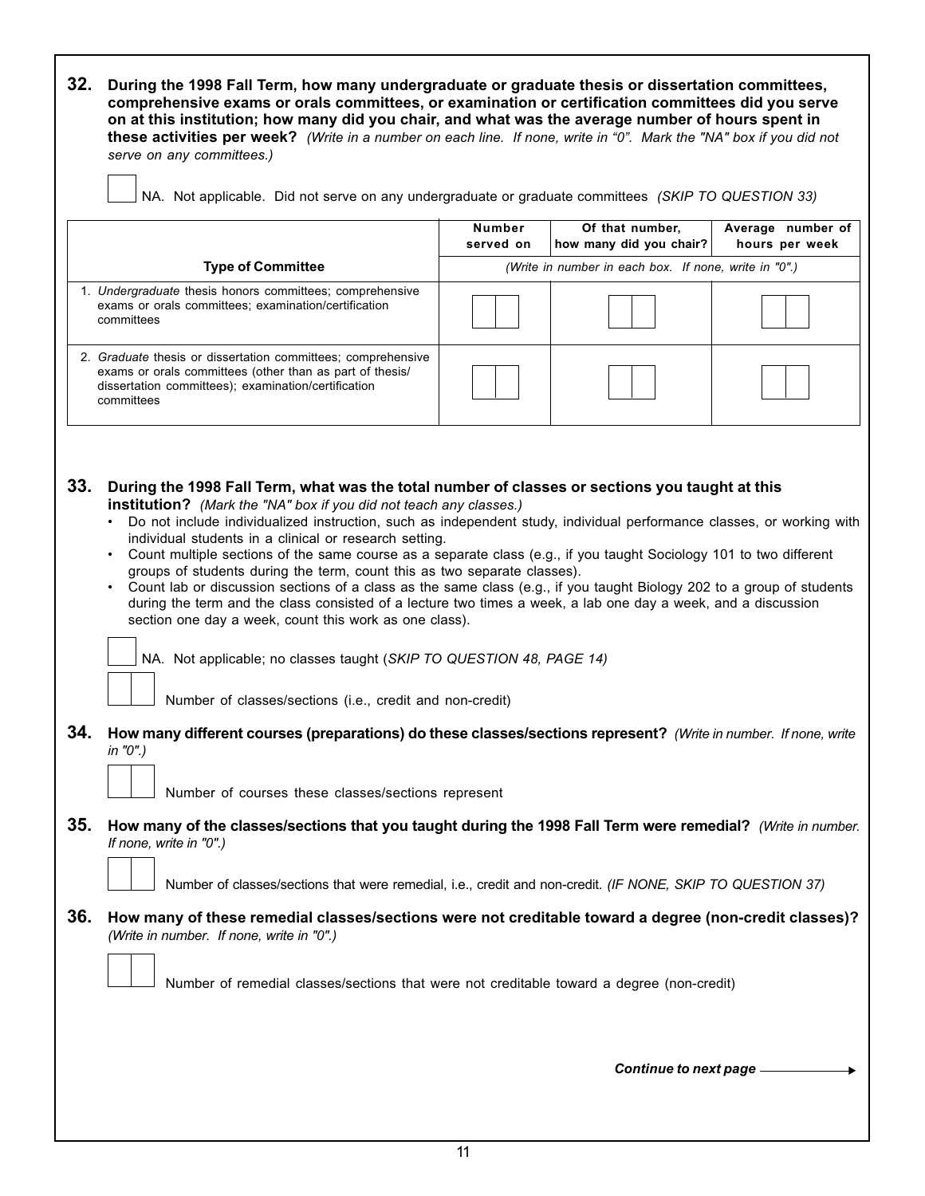**32. During the 1998 Fall Term, how many undergraduate or graduate thesis or dissertation committees, comprehensive exams or orals committees, or examination or certification committees did you serve on at this institution; how many did you chair, and what was the average number of hours spent in these activities per week?** *(Write in a number on each line. If none, write in "0". Mark the "NA" box if you did not serve on any committees.)*

☐ NA. Not applicable. Did not serve on any undergraduate or graduate committees *(SKIP TO QUESTION 33)*

| Type of Committee | Number served on | Of that number, how many did you chair? | Average number of hours per week |
|---|---|---|---|
| | *(Write in number in each box. If none, write in "0".)* | | |
| 1. *Undergraduate* thesis honors committees; comprehensive exams or orals committees; examination/certification committees | ☐☐ | ☐☐ | ☐☐ |
| 2. *Graduate* thesis or dissertation committees; comprehensive exams or orals committees (other than as part of thesis/dissertation committees); examination/certification committees | ☐☐ | ☐☐ | ☐☐ |

**33. During the 1998 Fall Term, what was the total number of classes or sections you taught at this institution?** *(Mark the "NA" box if you did not teach any classes.)*

- Do not include individualized instruction, such as independent study, individual performance classes, or working with individual students in a clinical or research setting.
- Count multiple sections of the same course as a separate class (e.g., if you taught Sociology 101 to two different groups of students during the term, count this as two separate classes).
- Count lab or discussion sections of a class as the same class (e.g., if you taught Biology 202 to a group of students during the term and the class consisted of a lecture two times a week, a lab one day a week, and a discussion section one day a week, count this work as one class).

☐ NA. Not applicable; no classes taught (*SKIP TO QUESTION 48, PAGE 14)*

☐☐ Number of classes/sections (i.e., credit and non-credit)

**34. How many different courses (preparations) do these classes/sections represent?** *(Write in number. If none, write in "0".)*

☐☐ Number of courses these classes/sections represent

**35. How many of the classes/sections that you taught during the 1998 Fall Term were remedial?** *(Write in number. If none, write in "0".)*

☐☐ Number of classes/sections that were remedial, i.e., credit and non-credit. *(IF NONE, SKIP TO QUESTION 37)*

**36. How many of these remedial classes/sections were not creditable toward a degree (non-credit classes)?** *(Write in number. If none, write in "0".)*

☐☐ Number of remedial classes/sections that were not creditable toward a degree (non-credit)

***Continue to next page →***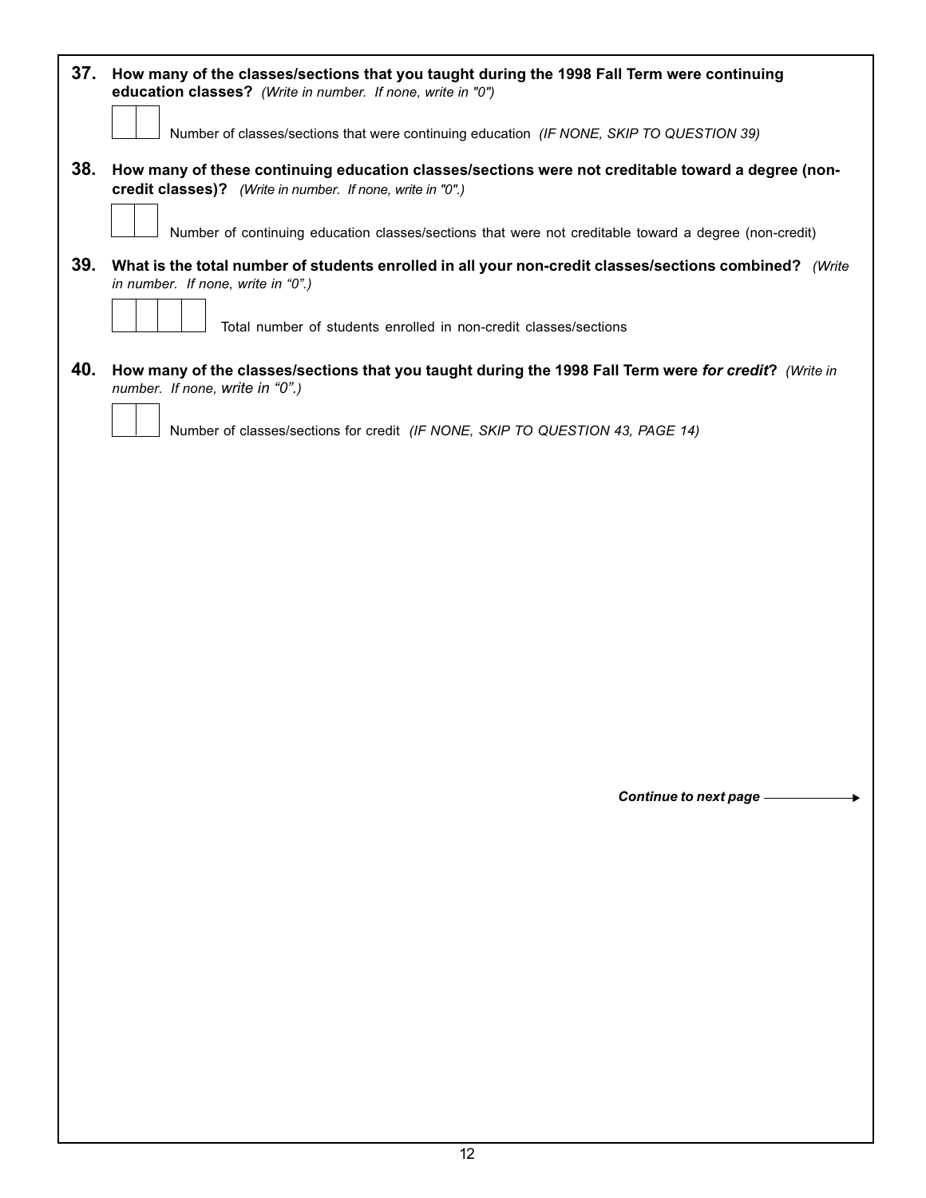**37. How many of the classes/sections that you taught during the 1998 Fall Term were continuing education classes?** *(Write in number. If none, write in "0")*

[ ][ ] Number of classes/sections that were continuing education *(IF NONE, SKIP TO QUESTION 39)*

**38. How many of these continuing education classes/sections were not creditable toward a degree (non-credit classes)?** *(Write in number. If none, write in "0".)*

[ ][ ] Number of continuing education classes/sections that were not creditable toward a degree (non-credit)

**39. What is the total number of students enrolled in all your non-credit classes/sections combined?** *(Write in number. If none, write in "0".)*

[ ][ ][ ][ ] Total number of students enrolled in non-credit classes/sections

**40. How many of the classes/sections that you taught during the 1998 Fall Term were *for credit*?** *(Write in number. If none, write in "0".)*

[ ][ ] Number of classes/sections for credit *(IF NONE, SKIP TO QUESTION 43, PAGE 14)*

***Continue to next page*** →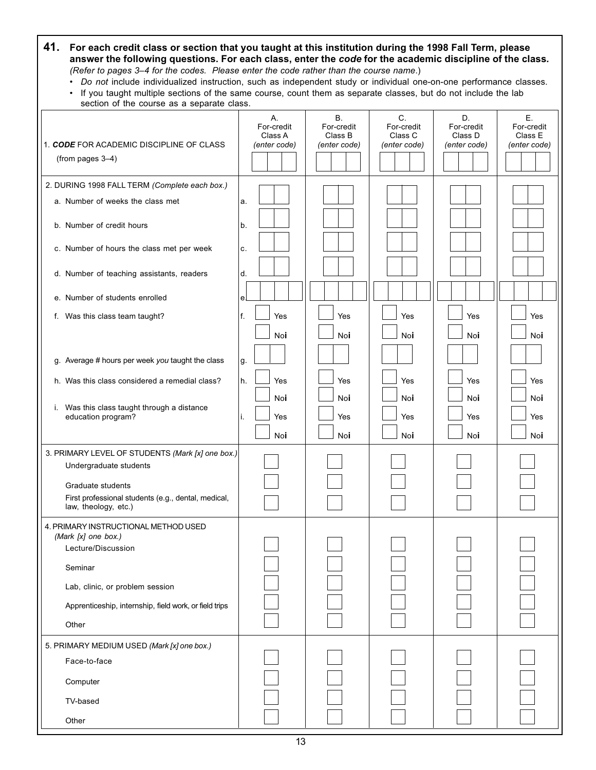**41. For each credit class or section that you taught at this institution during the 1998 Fall Term, please answer the following questions. For each class, enter the *code* for the academic discipline of the class.** *(Refer to pages 3–4 for the codes. Please enter the code rather than the course name.)*

- *Do not* include individualized instruction, such as independent study or individual one-on-one performance classes.
- If you taught multiple sections of the same course, count them as separate classes, but do not include the lab section of the course as a separate class.

| | A. For-credit Class A *(enter code)* | B. For-credit Class B *(enter code)* | C. For-credit Class C *(enter code)* | D. For-credit Class D *(enter code)* | E. For-credit Class E *(enter code)* |
|---|---|---|---|---|---|
| 1. ***CODE*** FOR ACADEMIC DISCIPLINE OF CLASS (from pages 3–4) | ☐☐☐ | ☐☐☐ | ☐☐☐ | ☐☐☐ | ☐☐☐ |
| 2. DURING 1998 FALL TERM *(Complete each box.)* | | | | | |
| a. Number of weeks the class met | a. ☐☐ | ☐☐ | ☐☐ | ☐☐ | ☐☐ |
| b. Number of credit hours | b. ☐☐ | ☐☐ | ☐☐ | ☐☐ | ☐☐ |
| c. Number of hours the class met per week | c. ☐☐ | ☐☐ | ☐☐ | ☐☐ | ☐☐ |
| d. Number of teaching assistants, readers | d. ☐☐ | ☐☐ | ☐☐ | ☐☐ | ☐☐ |
| e. Number of students enrolled | e. ☐☐☐☐ | ☐☐☐☐ | ☐☐☐☐ | ☐☐☐☐ | ☐☐☐☐ |
| f. Was this class team taught? | f. ☐ Yes ☐ No | ☐ Yes ☐ No | ☐ Yes ☐ No | ☐ Yes ☐ No | ☐ Yes ☐ No |
| g. Average # hours per week *you* taught the class | g. ☐☐ | ☐☐ | ☐☐ | ☐☐ | ☐☐ |
| h. Was this class considered a remedial class? | h. ☐ Yes ☐ No | ☐ Yes ☐ No | ☐ Yes ☐ No | ☐ Yes ☐ No | ☐ Yes ☐ No |
| i. Was this class taught through a distance education program? | i. ☐ Yes ☐ No | ☐ Yes ☐ No | ☐ Yes ☐ No | ☐ Yes ☐ No | ☐ Yes ☐ No |
| 3. PRIMARY LEVEL OF STUDENTS *(Mark [x] one box.)* | | | | | |
| Undergraduate students | ☐ | ☐ | ☐ | ☐ | ☐ |
| Graduate students | ☐ | ☐ | ☐ | ☐ | ☐ |
| First professional students (e.g., dental, medical, law, theology, etc.) | ☐ | ☐ | ☐ | ☐ | ☐ |
| 4. PRIMARY INSTRUCTIONAL METHOD USED *(Mark [x] one box.)* | | | | | |
| Lecture/Discussion | ☐ | ☐ | ☐ | ☐ | ☐ |
| Seminar | ☐ | ☐ | ☐ | ☐ | ☐ |
| Lab, clinic, or problem session | ☐ | ☐ | ☐ | ☐ | ☐ |
| Apprenticeship, internship, field work, or field trips | ☐ | ☐ | ☐ | ☐ | ☐ |
| Other | ☐ | ☐ | ☐ | ☐ | ☐ |
| 5. PRIMARY MEDIUM USED *(Mark [x] one box.)* | | | | | |
| Face-to-face | ☐ | ☐ | ☐ | ☐ | ☐ |
| Computer | ☐ | ☐ | ☐ | ☐ | ☐ |
| TV-based | ☐ | ☐ | ☐ | ☐ | ☐ |
| Other | ☐ | ☐ | ☐ | ☐ | ☐ |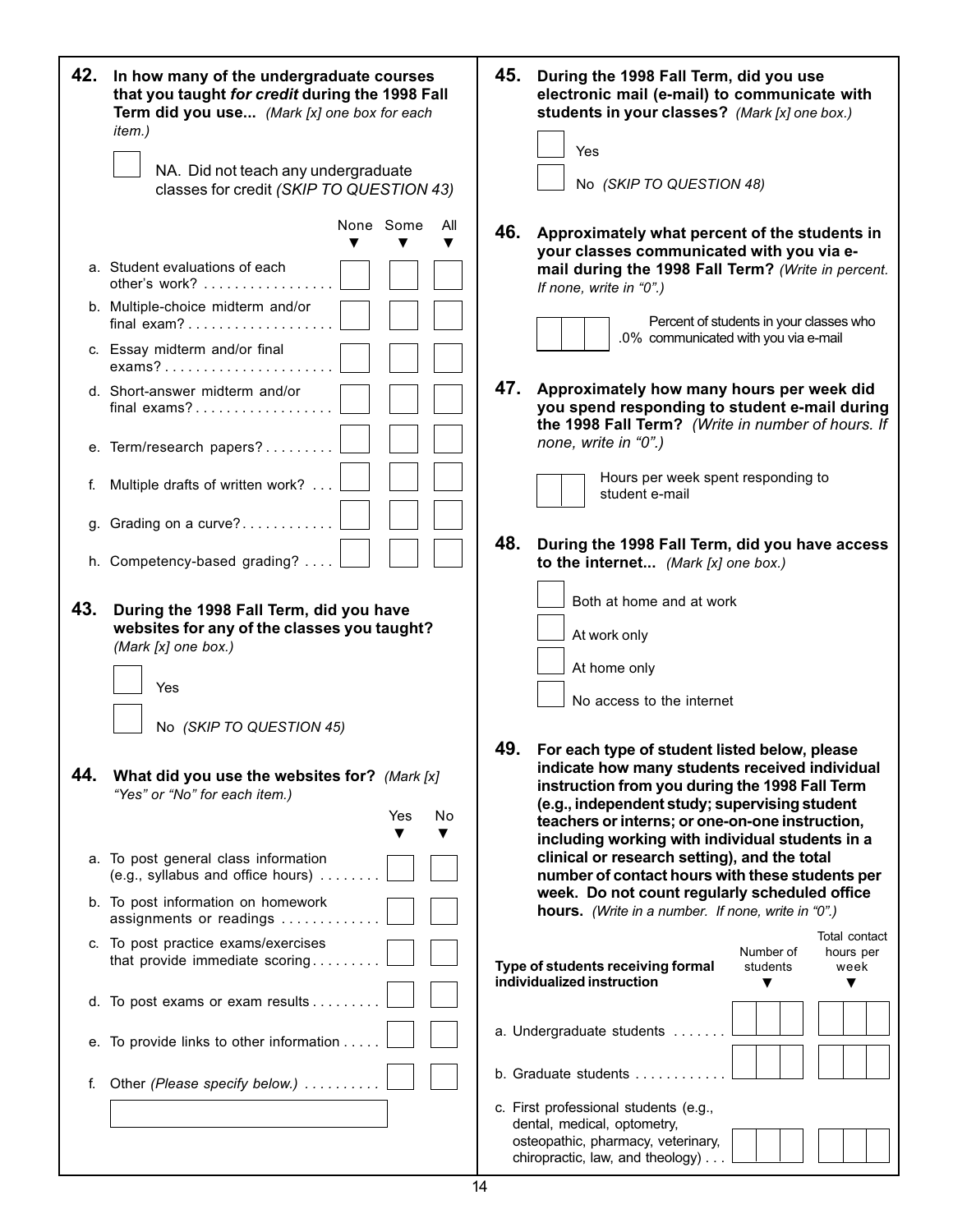**42. In how many of the undergraduate courses that you taught *for credit* during the 1998 Fall Term did you use...** *(Mark [x] one box for each item.)*

☐ NA. Did not teach any undergraduate classes for credit *(SKIP TO QUESTION 43)*

| | None | Some | All |
|---|---|---|---|
| a. Student evaluations of each other's work? | ☐ | ☐ | ☐ |
| b. Multiple-choice midterm and/or final exam? | ☐ | ☐ | ☐ |
| c. Essay midterm and/or final exams? | ☐ | ☐ | ☐ |
| d. Short-answer midterm and/or final exams? | ☐ | ☐ | ☐ |
| e. Term/research papers? | ☐ | ☐ | ☐ |
| f. Multiple drafts of written work? | ☐ | ☐ | ☐ |
| g. Grading on a curve? | ☐ | ☐ | ☐ |
| h. Competency-based grading? | ☐ | ☐ | ☐ |

**43. During the 1998 Fall Term, did you have websites for any of the classes you taught?** *(Mark [x] one box.)*

☐ Yes

☐ No *(SKIP TO QUESTION 45)*

**44. What did you use the websites for?** *(Mark [x] "Yes" or "No" for each item.)*

| | Yes | No |
|---|---|---|
| a. To post general class information (e.g., syllabus and office hours) | ☐ | ☐ |
| b. To post information on homework assignments or readings | ☐ | ☐ |
| c. To post practice exams/exercises that provide immediate scoring | ☐ | ☐ |
| d. To post exams or exam results | ☐ | ☐ |
| e. To provide links to other information | ☐ | ☐ |
| f. Other *(Please specify below.)* | ☐ | ☐ |

______________________________

**45. During the 1998 Fall Term, did you use electronic mail (e-mail) to communicate with students in your classes?** *(Mark [x] one box.)*

☐ Yes

☐ No *(SKIP TO QUESTION 48)*

**46. Approximately what percent of the students in your classes communicated with you via e-mail during the 1998 Fall Term?** *(Write in percent. If none, write in "0".)*

☐☐☐ .0% Percent of students in your classes who communicated with you via e-mail

**47. Approximately how many hours per week did you spend responding to student e-mail during the 1998 Fall Term?** *(Write in number of hours. If none, write in "0".)*

☐☐ Hours per week spent responding to student e-mail

**48. During the 1998 Fall Term, did you have access to the internet...** *(Mark [x] one box.)*

☐ Both at home and at work

☐ At work only

☐ At home only

☐ No access to the internet

**49. For each type of student listed below, please indicate how many students received individual instruction from you during the 1998 Fall Term (e.g., independent study; supervising student teachers or interns; or one-on-one instruction, including working with individual students in a clinical or research setting), and the total number of contact hours with these students per week. Do not count regularly scheduled office hours.** *(Write in a number. If none, write in "0".)*

| Type of students receiving formal individualized instruction | Number of students | Total contact hours per week |
|---|---|---|
| a. Undergraduate students | ☐☐☐ | ☐☐☐ |
| b. Graduate students | ☐☐☐ | ☐☐☐ |
| c. First professional students (e.g., dental, medical, optometry, osteopathic, pharmacy, veterinary, chiropractic, law, and theology) | ☐☐☐ | ☐☐☐ |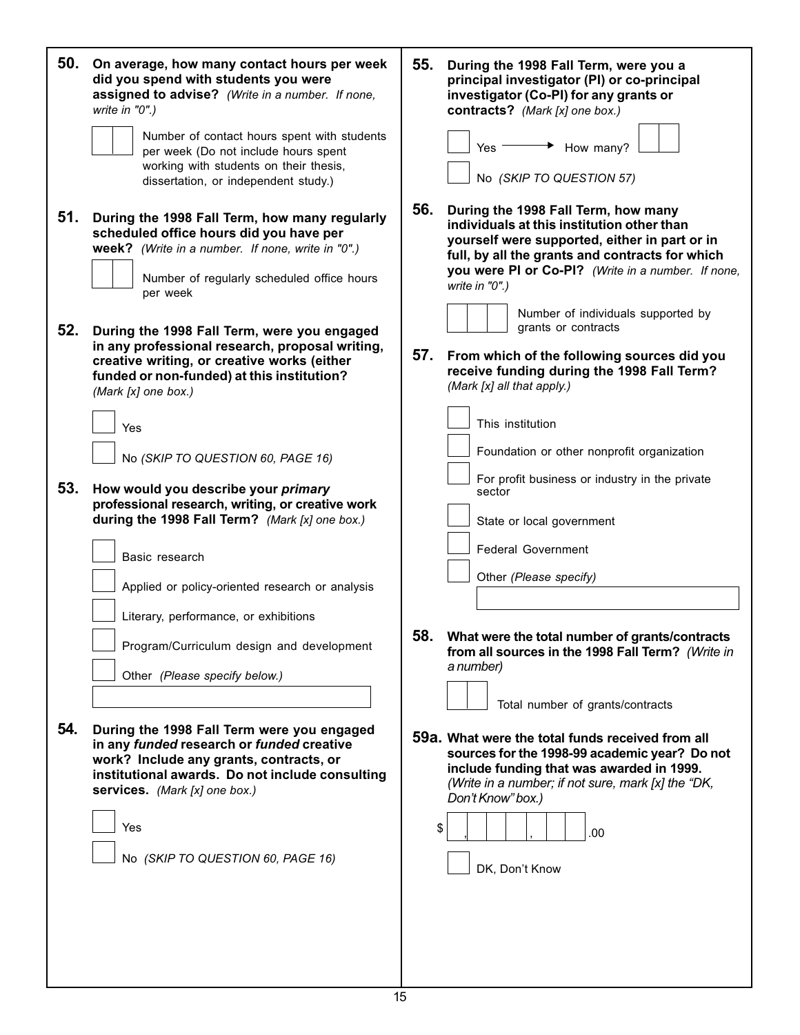**50. On average, how many contact hours per week did you spend with students you were assigned to advise?** *(Write in a number. If none, write in "0".)*

☐☐ Number of contact hours spent with students per week (Do not include hours spent working with students on their thesis, dissertation, or independent study.)

**51. During the 1998 Fall Term, how many regularly scheduled office hours did you have per week?** *(Write in a number. If none, write in "0".)*

☐☐ Number of regularly scheduled office hours per week

**52. During the 1998 Fall Term, were you engaged in any professional research, proposal writing, creative writing, or creative works (either funded or non-funded) at this institution?** *(Mark [x] one box.)*

- ☐ Yes
- ☐ No *(SKIP TO QUESTION 60, PAGE 16)*

**53. How would you describe your *primary* professional research, writing, or creative work during the 1998 Fall Term?** *(Mark [x] one box.)*

- ☐ Basic research
- ☐ Applied or policy-oriented research or analysis
- ☐ Literary, performance, or exhibitions
- ☐ Program/Curriculum design and development
- ☐ Other *(Please specify below.)*

____________________

**54. During the 1998 Fall Term were you engaged in any *funded* research or *funded* creative work? Include any grants, contracts, or institutional awards. Do not include consulting services.** *(Mark [x] one box.)*

- ☐ Yes
- ☐ No *(SKIP TO QUESTION 60, PAGE 16)*

**55. During the 1998 Fall Term, were you a principal investigator (PI) or co-principal investigator (Co-PI) for any grants or contracts?** *(Mark [x] one box.)*

- ☐ Yes ⟶ How many? ☐☐
- ☐ No *(SKIP TO QUESTION 57)*

**56. During the 1998 Fall Term, how many individuals at this institution other than yourself were supported, either in part or in full, by all the grants and contracts for which you were PI or Co-PI?** *(Write in a number. If none, write in "0".)*

☐☐☐ Number of individuals supported by grants or contracts

**57. From which of the following sources did you receive funding during the 1998 Fall Term?** *(Mark [x] all that apply.)*

- ☐ This institution
- ☐ Foundation or other nonprofit organization
- ☐ For profit business or industry in the private sector
- ☐ State or local government
- ☐ Federal Government
- ☐ Other *(Please specify)*

____________________

**58. What were the total number of grants/contracts from all sources in the 1998 Fall Term?** *(Write in a number)*

☐☐ Total number of grants/contracts

**59a. What were the total funds received from all sources for the 1998-99 academic year? Do not include funding that was awarded in 1999.** *(Write in a number; if not sure, mark [x] the "DK, Don't Know" box.)*

$ ☐,☐☐☐,☐☐☐.00

- ☐ DK, Don't Know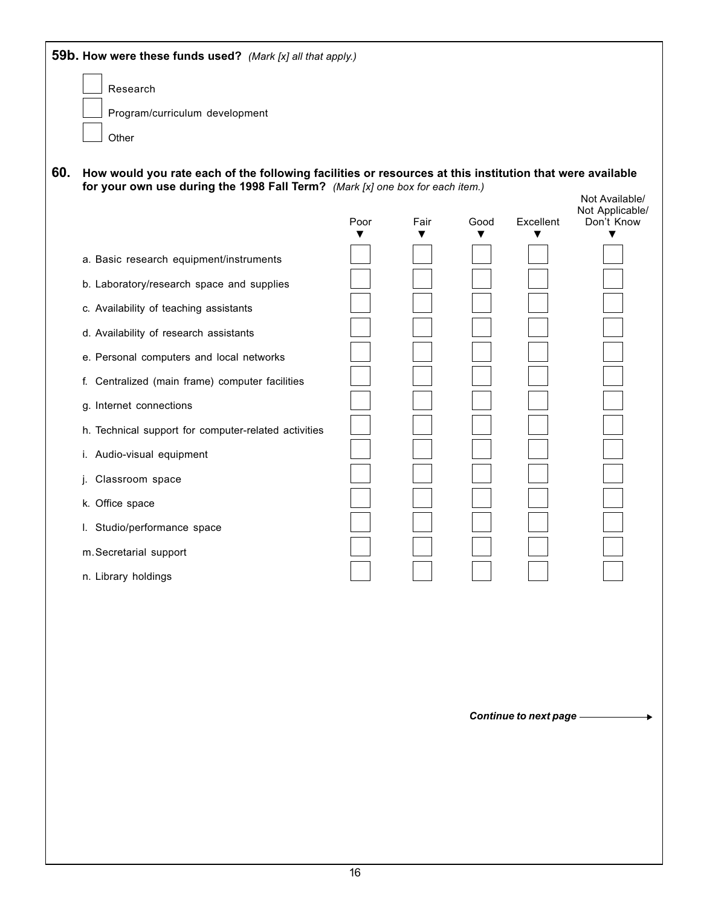**59b. How were these funds used?** *(Mark [x] all that apply.)*

- [ ] Research
- [ ] Program/curriculum development
- [ ] Other

**60. How would you rate each of the following facilities or resources at this institution that were available for your own use during the 1998 Fall Term?** *(Mark [x] one box for each item.)*

| | Poor | Fair | Good | Excellent | Not Available/ Not Applicable/ Don't Know |
|---|---|---|---|---|---|
| a. Basic research equipment/instruments | [ ] | [ ] | [ ] | [ ] | [ ] |
| b. Laboratory/research space and supplies | [ ] | [ ] | [ ] | [ ] | [ ] |
| c. Availability of teaching assistants | [ ] | [ ] | [ ] | [ ] | [ ] |
| d. Availability of research assistants | [ ] | [ ] | [ ] | [ ] | [ ] |
| e. Personal computers and local networks | [ ] | [ ] | [ ] | [ ] | [ ] |
| f. Centralized (main frame) computer facilities | [ ] | [ ] | [ ] | [ ] | [ ] |
| g. Internet connections | [ ] | [ ] | [ ] | [ ] | [ ] |
| h. Technical support for computer-related activities | [ ] | [ ] | [ ] | [ ] | [ ] |
| i. Audio-visual equipment | [ ] | [ ] | [ ] | [ ] | [ ] |
| j. Classroom space | [ ] | [ ] | [ ] | [ ] | [ ] |
| k. Office space | [ ] | [ ] | [ ] | [ ] | [ ] |
| l. Studio/performance space | [ ] | [ ] | [ ] | [ ] | [ ] |
| m. Secretarial support | [ ] | [ ] | [ ] | [ ] | [ ] |
| n. Library holdings | [ ] | [ ] | [ ] | [ ] | [ ] |

***Continue to next page →***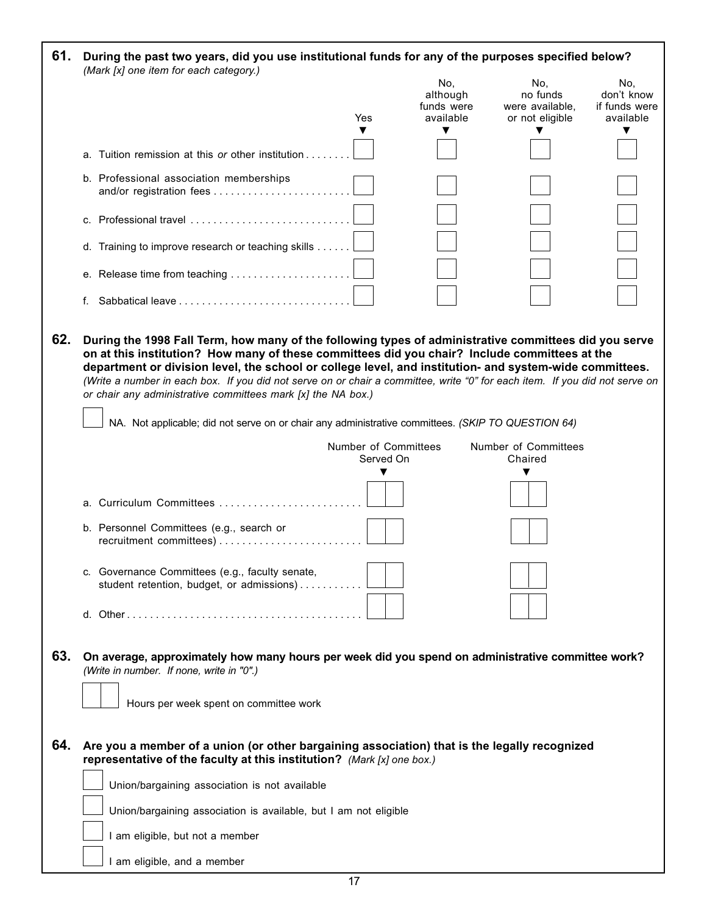**61. During the past two years, did you use institutional funds for any of the purposes specified below?** *(Mark [x] one item for each category.)*

| | Yes | No, although funds were available | No, no funds were available, or not eligible | No, don't know if funds were available |
|---|---|---|---|---|
| a. Tuition remission at this *or* other institution | ☐ | ☐ | ☐ | ☐ |
| b. Professional association memberships and/or registration fees | ☐ | ☐ | ☐ | ☐ |
| c. Professional travel | ☐ | ☐ | ☐ | ☐ |
| d. Training to improve research or teaching skills | ☐ | ☐ | ☐ | ☐ |
| e. Release time from teaching | ☐ | ☐ | ☐ | ☐ |
| f. Sabbatical leave | ☐ | ☐ | ☐ | ☐ |

**62. During the 1998 Fall Term, how many of the following types of administrative committees did you serve on at this institution? How many of these committees did you chair? Include committees at the department or division level, the school or college level, and institution- and system-wide committees.** *(Write a number in each box. If you did not serve on or chair a committee, write "0" for each item. If you did not serve on or chair any administrative committees mark [x] the NA box.)*

☐ NA. Not applicable; did not serve on or chair any administrative committees. *(SKIP TO QUESTION 64)*

| | Number of Committees Served On | Number of Committees Chaired |
|---|---|---|
| a. Curriculum Committees | ☐☐ | ☐☐ |
| b. Personnel Committees (e.g., search or recruitment committees) | ☐☐ | ☐☐ |
| c. Governance Committees (e.g., faculty senate, student retention, budget, or admissions) | ☐☐ | ☐☐ |
| d. Other | ☐☐ | ☐☐ |

**63. On average, approximately how many hours per week did you spend on administrative committee work?** *(Write in number. If none, write in "0".)*

☐☐ Hours per week spent on committee work

**64. Are you a member of a union (or other bargaining association) that is the legally recognized representative of the faculty at this institution?** *(Mark [x] one box.)*

☐ Union/bargaining association is not available

☐ Union/bargaining association is available, but I am not eligible

☐ I am eligible, but not a member

☐ I am eligible, and a member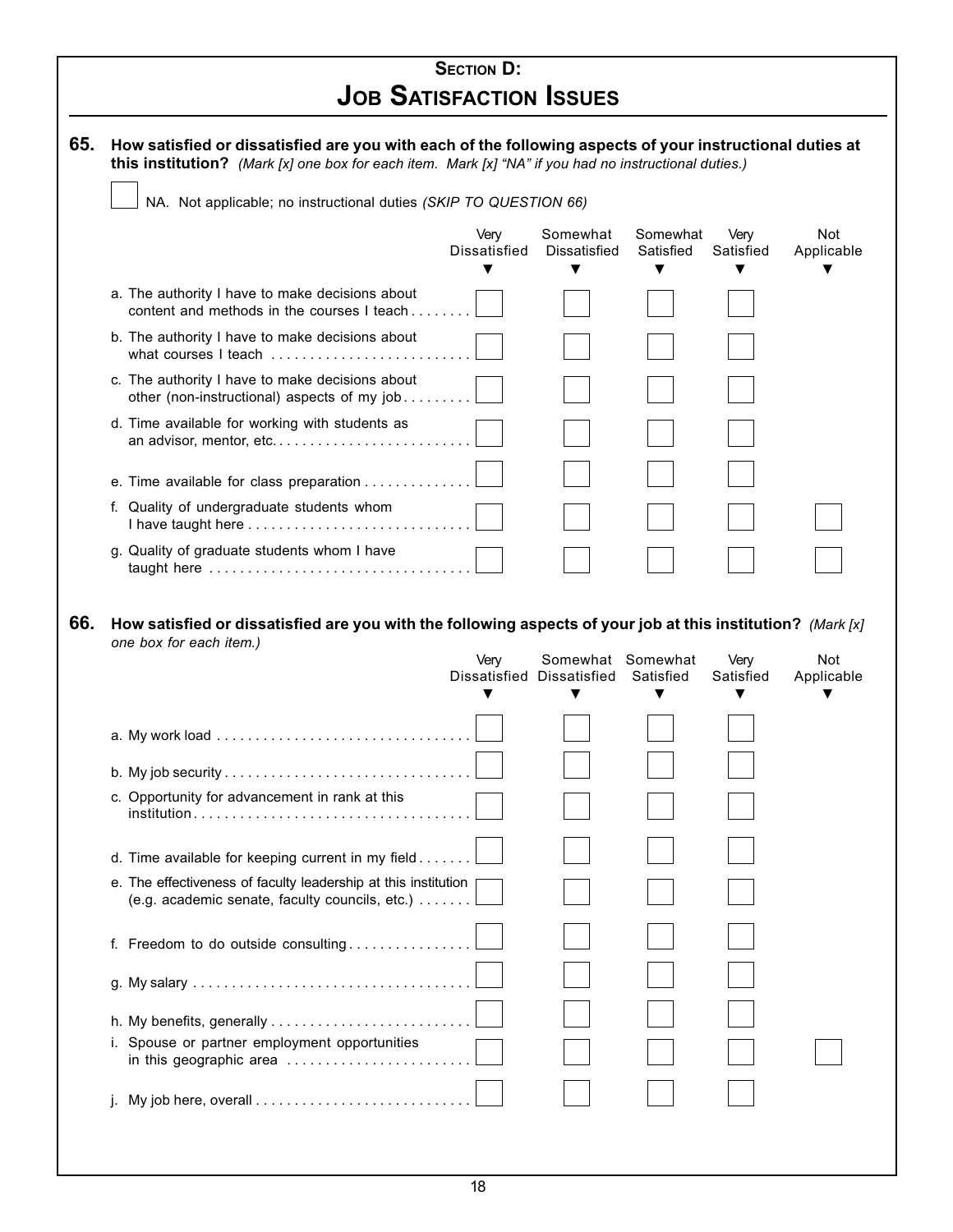## Section D:
# Job Satisfaction Issues

**65. How satisfied or dissatisfied are you with each of the following aspects of your instructional duties at this institution?** *(Mark [x] one box for each item. Mark [x] "NA" if you had no instructional duties.)*

☐ NA. Not applicable; no instructional duties *(SKIP TO QUESTION 66)*

| | Very Dissatisfied | Somewhat Dissatisfied | Somewhat Satisfied | Very Satisfied | Not Applicable |
|---|---|---|---|---|---|
| a. The authority I have to make decisions about content and methods in the courses I teach | ☐ | ☐ | ☐ | ☐ | |
| b. The authority I have to make decisions about what courses I teach | ☐ | ☐ | ☐ | ☐ | |
| c. The authority I have to make decisions about other (non-instructional) aspects of my job | ☐ | ☐ | ☐ | ☐ | |
| d. Time available for working with students as an advisor, mentor, etc. | ☐ | ☐ | ☐ | ☐ | |
| e. Time available for class preparation | ☐ | ☐ | ☐ | ☐ | |
| f. Quality of undergraduate students whom I have taught here | ☐ | ☐ | ☐ | ☐ | ☐ |
| g. Quality of graduate students whom I have taught here | ☐ | ☐ | ☐ | ☐ | ☐ |

**66. How satisfied or dissatisfied are you with the following aspects of your job at this institution?** *(Mark [x] one box for each item.)*

| | Very Dissatisfied | Somewhat Dissatisfied | Somewhat Satisfied | Very Satisfied | Not Applicable |
|---|---|---|---|---|---|
| a. My work load | ☐ | ☐ | ☐ | ☐ | |
| b. My job security | ☐ | ☐ | ☐ | ☐ | |
| c. Opportunity for advancement in rank at this institution | ☐ | ☐ | ☐ | ☐ | |
| d. Time available for keeping current in my field | ☐ | ☐ | ☐ | ☐ | |
| e. The effectiveness of faculty leadership at this institution (e.g. academic senate, faculty councils, etc.) | ☐ | ☐ | ☐ | ☐ | |
| f. Freedom to do outside consulting | ☐ | ☐ | ☐ | ☐ | |
| g. My salary | ☐ | ☐ | ☐ | ☐ | |
| h. My benefits, generally | ☐ | ☐ | ☐ | ☐ | |
| i. Spouse or partner employment opportunities in this geographic area | ☐ | ☐ | ☐ | ☐ | ☐ |
| j. My job here, overall | ☐ | ☐ | ☐ | ☐ | |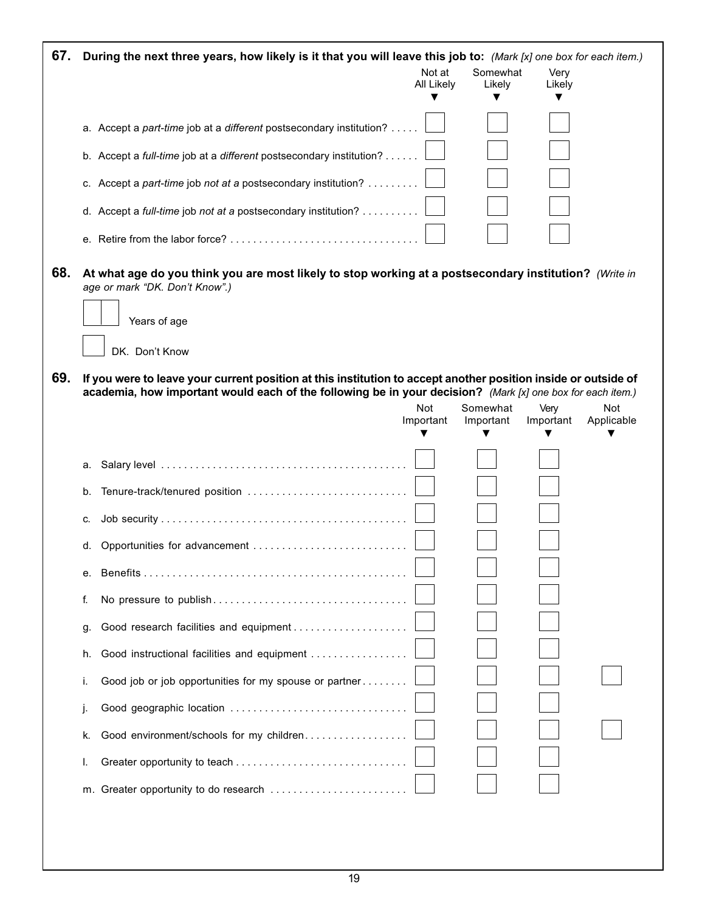**67. During the next three years, how likely is it that you will leave this job to:** *(Mark [x] one box for each item.)*

| | Not at All Likely | Somewhat Likely | Very Likely |
|---|---|---|---|
| a. Accept a *part-time* job at a *different* postsecondary institution? | ☐ | ☐ | ☐ |
| b. Accept a *full-time* job at a *different* postsecondary institution? | ☐ | ☐ | ☐ |
| c. Accept a *part-time* job *not at a* postsecondary institution? | ☐ | ☐ | ☐ |
| d. Accept a *full-time* job *not at a* postsecondary institution? | ☐ | ☐ | ☐ |
| e. Retire from the labor force? | ☐ | ☐ | ☐ |

**68. At what age do you think you are most likely to stop working at a postsecondary institution?** *(Write in age or mark "DK. Don't Know".)*

☐☐ Years of age

☐ DK. Don't Know

**69. If you were to leave your current position at this institution to accept another position inside or outside of academia, how important would each of the following be in your decision?** *(Mark [x] one box for each item.)*

| | Not Important | Somewhat Important | Very Important | Not Applicable |
|---|---|---|---|---|
| a. Salary level | ☐ | ☐ | ☐ | |
| b. Tenure-track/tenured position | ☐ | ☐ | ☐ | |
| c. Job security | ☐ | ☐ | ☐ | |
| d. Opportunities for advancement | ☐ | ☐ | ☐ | |
| e. Benefits | ☐ | ☐ | ☐ | |
| f. No pressure to publish | ☐ | ☐ | ☐ | |
| g. Good research facilities and equipment | ☐ | ☐ | ☐ | |
| h. Good instructional facilities and equipment | ☐ | ☐ | ☐ | |
| i. Good job or job opportunities for my spouse or partner | ☐ | ☐ | ☐ | ☐ |
| j. Good geographic location | ☐ | ☐ | ☐ | |
| k. Good environment/schools for my children | ☐ | ☐ | ☐ | ☐ |
| l. Greater opportunity to teach | ☐ | ☐ | ☐ | |
| m. Greater opportunity to do research | ☐ | ☐ | ☐ | |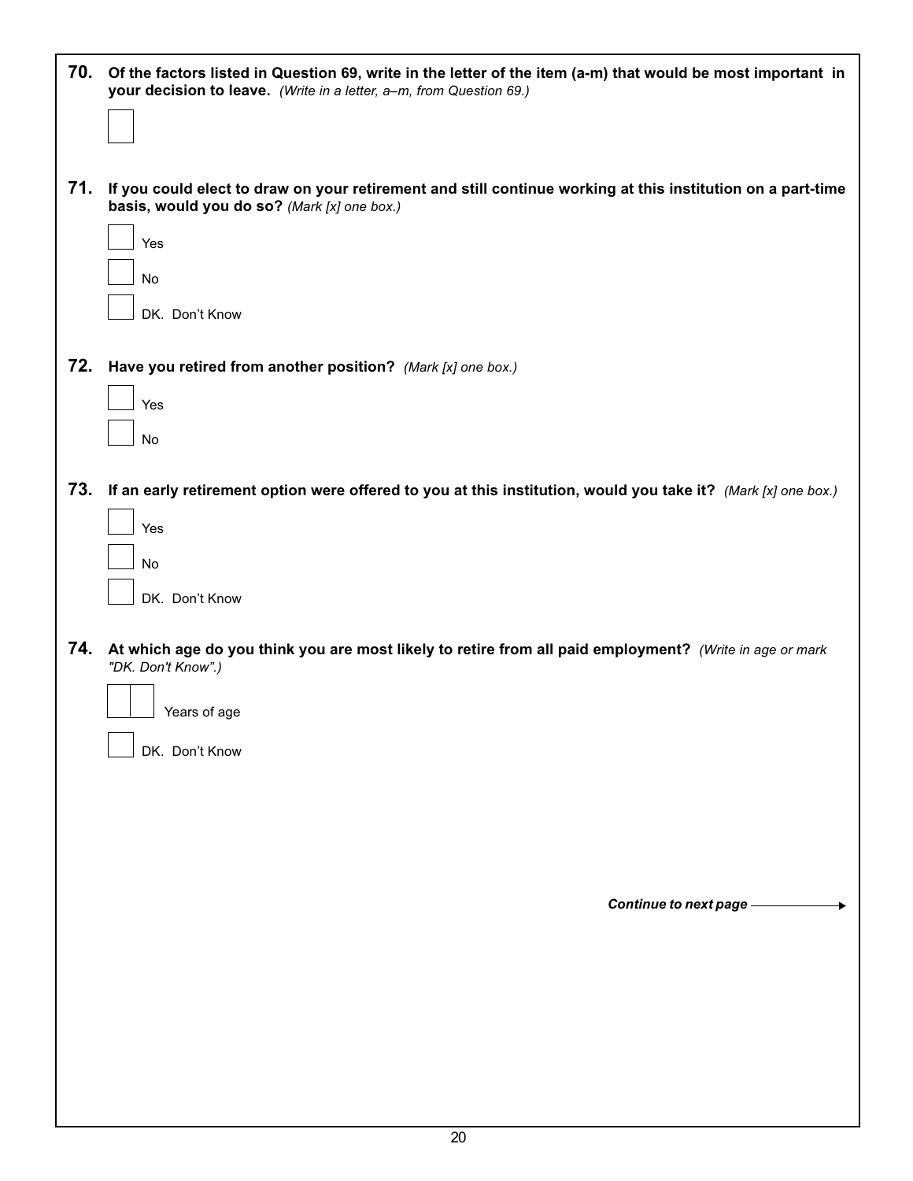**70. Of the factors listed in Question 69, write in the letter of the item (a-m) that would be most important in your decision to leave.** *(Write in a letter, a–m, from Question 69.)*

☐

**71. If you could elect to draw on your retirement and still continue working at this institution on a part-time basis, would you do so?** *(Mark [x] one box.)*

☐ Yes

☐ No

☐ DK. Don't Know

**72. Have you retired from another position?** *(Mark [x] one box.)*

☐ Yes

☐ No

**73. If an early retirement option were offered to you at this institution, would you take it?** *(Mark [x] one box.)*

☐ Yes

☐ No

☐ DK. Don't Know

**74. At which age do you think you are most likely to retire from all paid employment?** *(Write in age or mark "DK. Don't Know".)*

☐☐ Years of age

☐ DK. Don't Know

***Continue to next page*** →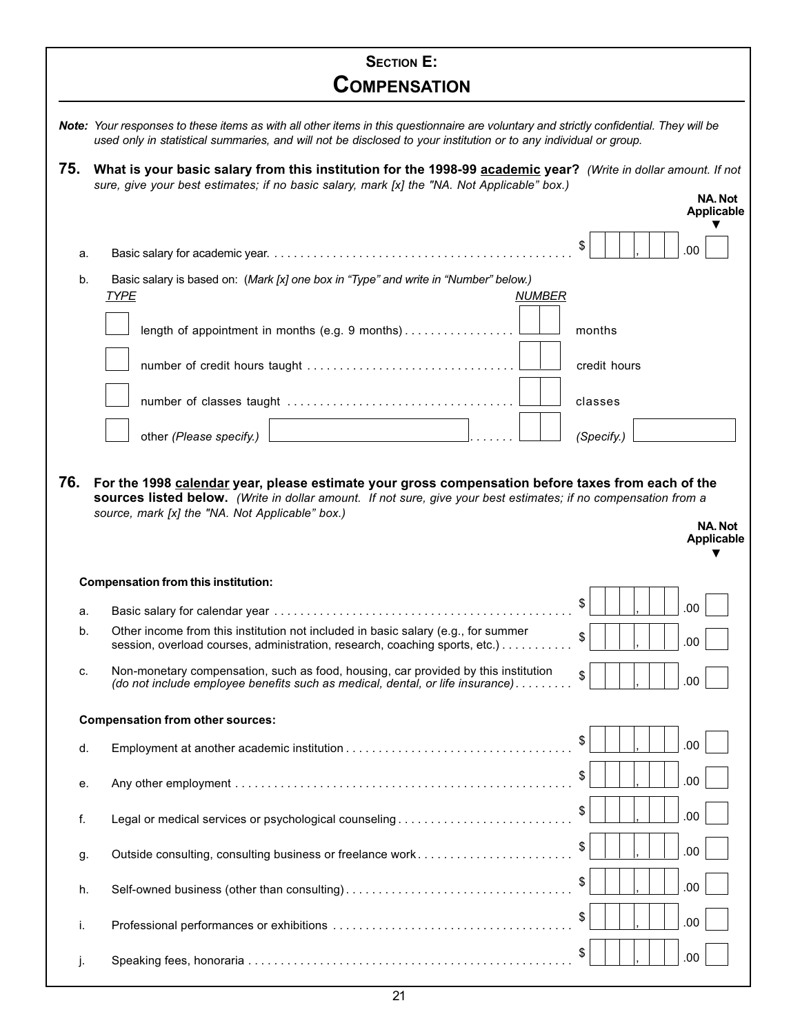# SECTION E: COMPENSATION

***Note:** Your responses to these items as with all other items in this questionnaire are voluntary and strictly confidential. They will be used only in statistical summaries, and will not be disclosed to your institution or to any individual or group.*

**75. What is your basic salary from this institution for the 1998-99 academic year?** *(Write in dollar amount. If not sure, give your best estimates; if no basic salary, mark [x] the "NA. Not Applicable" box.)*

| | | | NA. Not Applicable |
|---|---|---|---|
| a. | Basic salary for academic year | $ ___,___.00 | ☐ |

b. Basic salary is based on: (*Mark [x] one box in "Type" and write in "Number" below.*)

| TYPE | | NUMBER | |
|---|---|---|---|
| ☐ | length of appointment in months (e.g. 9 months) | ___ | months |
| ☐ | number of credit hours taught | ___ | credit hours |
| ☐ | number of classes taught | ___ | classes |
| ☐ | other *(Please specify.)* ________ | ___ | *(Specify.)* ________ |

**76. For the 1998 calendar year, please estimate your gross compensation before taxes from each of the sources listed below.** *(Write in dollar amount. If not sure, give your best estimates; if no compensation from a source, mark [x] the "NA. Not Applicable" box.)*

| | | | NA. Not Applicable |
|---|---|---|---|
| | **Compensation from this institution:** | | |
| a. | Basic salary for calendar year | $ ___,___.00 | ☐ |
| b. | Other income from this institution not included in basic salary (e.g., for summer session, overload courses, administration, research, coaching sports, etc.) | $ ___,___.00 | ☐ |
| c. | Non-monetary compensation, such as food, housing, car provided by this institution *(do not include employee benefits such as medical, dental, or life insurance)* | $ ___,___.00 | ☐ |
| | **Compensation from other sources:** | | |
| d. | Employment at another academic institution | $ ___,___.00 | ☐ |
| e. | Any other employment | $ ___,___.00 | ☐ |
| f. | Legal or medical services or psychological counseling | $ ___,___.00 | ☐ |
| g. | Outside consulting, consulting business or freelance work | $ ___,___.00 | ☐ |
| h. | Self-owned business (other than consulting) | $ ___,___.00 | ☐ |
| i. | Professional performances or exhibitions | $ ___,___.00 | ☐ |
| j. | Speaking fees, honoraria | $ ___,___.00 | ☐ |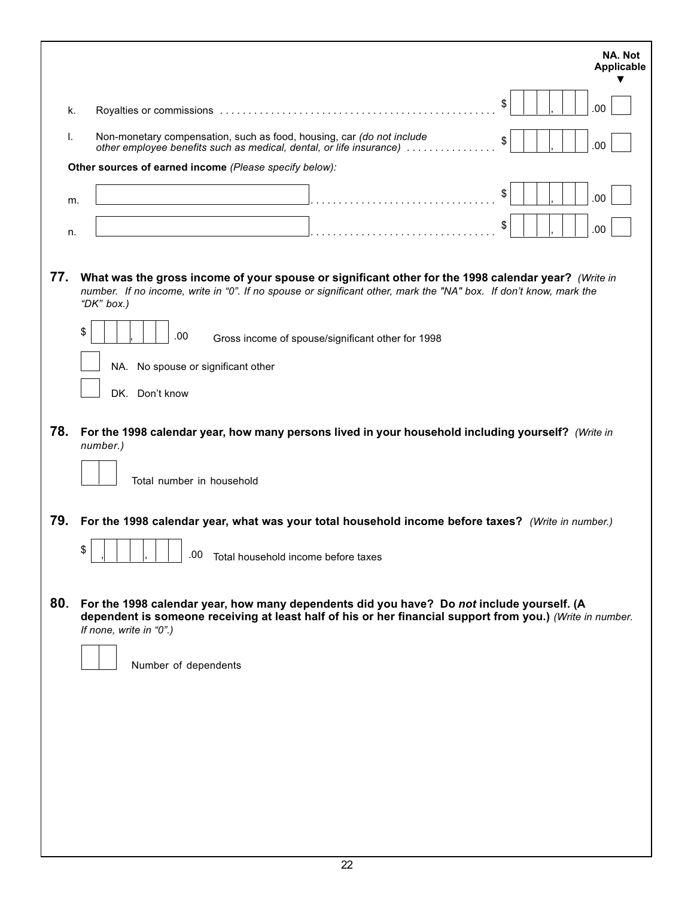| | | | NA. Not Applicable ▼ |
|---|---|---|---|
| k. | Royalties or commissions | $ ___,___ .00 | ☐ |
| l. | Non-monetary compensation, such as food, housing, car *(do not include other employee benefits such as medical, dental, or life insurance)* | $ ___,___ .00 | ☐ |

**Other sources of earned income** *(Please specify below):*

| | | | |
|---|---|---|---|
| m. | ____________________ | $ ___,___ .00 | ☐ |
| n. | ____________________ | $ ___,___ .00 | ☐ |

**77. What was the gross income of your spouse or significant other for the 1998 calendar year?** *(Write in number. If no income, write in "0". If no spouse or significant other, mark the "NA" box. If don't know, mark the "DK" box.)*

$ ___,___ .00 Gross income of spouse/significant other for 1998

☐ NA. No spouse or significant other

☐ DK. Don't know

**78. For the 1998 calendar year, how many persons lived in your household including yourself?** *(Write in number.)*

☐☐ Total number in household

**79. For the 1998 calendar year, what was your total household income before taxes?** *(Write in number.)*

$ _,___,___ .00 Total household income before taxes

**80. For the 1998 calendar year, how many dependents did you have? Do *not* include yourself. (A dependent is someone receiving at least half of his or her financial support from you.)** *(Write in number. If none, write in "0".)*

☐☐ Number of dependents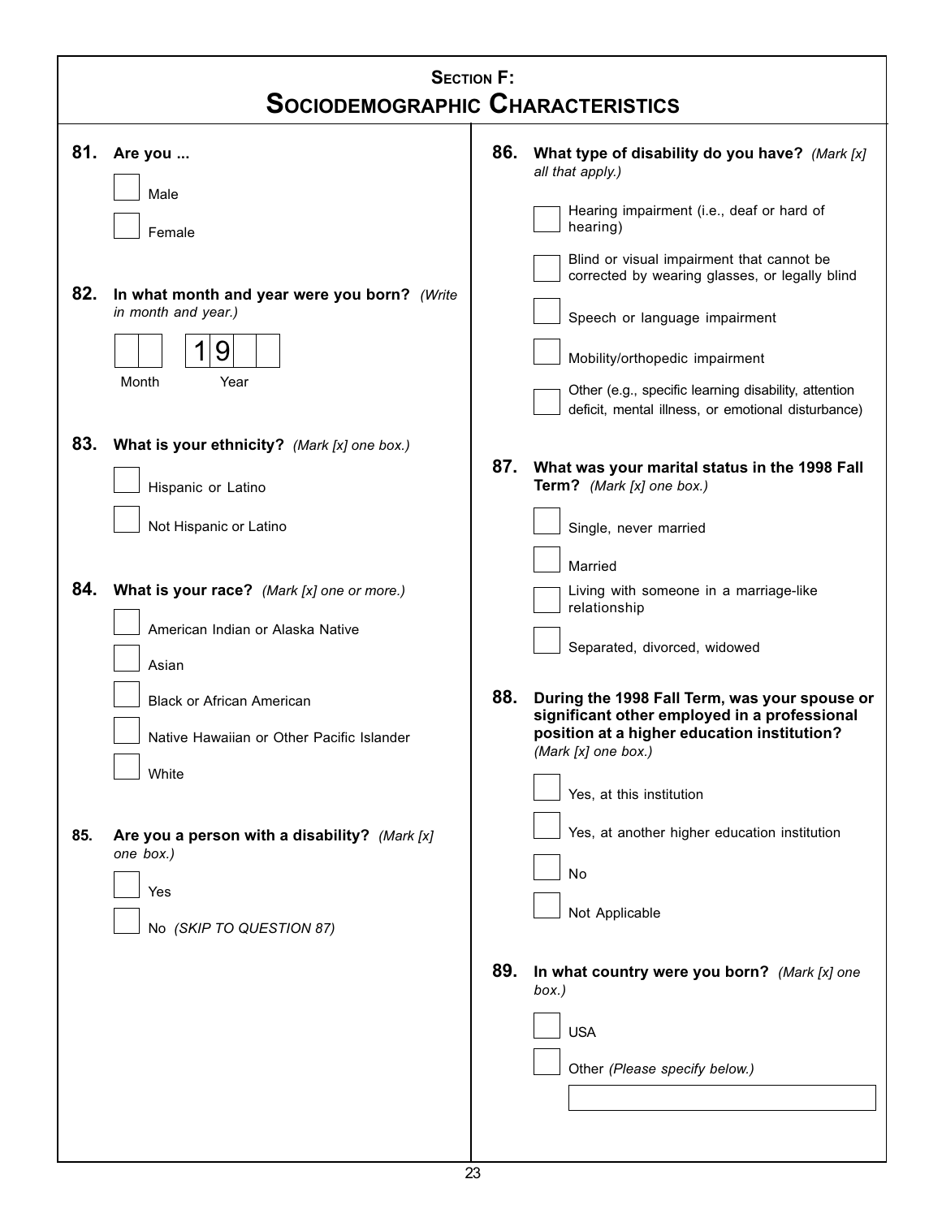## SECTION F:
# SOCIODEMOGRAPHIC CHARACTERISTICS

**81. Are you ...**

- ☐ Male
- ☐ Female

**82. In what month and year were you born?** *(Write in month and year.)*

☐☐ Month &nbsp;&nbsp; 1 9 ☐☐ Year

**83. What is your ethnicity?** *(Mark [x] one box.)*

- ☐ Hispanic or Latino
- ☐ Not Hispanic or Latino

**84. What is your race?** *(Mark [x] one or more.)*

- ☐ American Indian or Alaska Native
- ☐ Asian
- ☐ Black or African American
- ☐ Native Hawaiian or Other Pacific Islander
- ☐ White

**85. Are you a person with a disability?** *(Mark [x] one box.)*

- ☐ Yes
- ☐ No *(SKIP TO QUESTION 87)*

**86. What type of disability do you have?** *(Mark [x] all that apply.)*

- ☐ Hearing impairment (i.e., deaf or hard of hearing)
- ☐ Blind or visual impairment that cannot be corrected by wearing glasses, or legally blind
- ☐ Speech or language impairment
- ☐ Mobility/orthopedic impairment
- ☐ Other (e.g., specific learning disability, attention deficit, mental illness, or emotional disturbance)

**87. What was your marital status in the 1998 Fall Term?** *(Mark [x] one box.)*

- ☐ Single, never married
- ☐ Married
- ☐ Living with someone in a marriage-like relationship
- ☐ Separated, divorced, widowed

**88. During the 1998 Fall Term, was your spouse or significant other employed in a professional position at a higher education institution?** *(Mark [x] one box.)*

- ☐ Yes, at this institution
- ☐ Yes, at another higher education institution
- ☐ No
- ☐ Not Applicable

**89. In what country were you born?** *(Mark [x] one box.)*

- ☐ USA
- ☐ Other *(Please specify below.)*

\_\_\_\_\_\_\_\_\_\_\_\_\_\_\_\_\_\_\_\_\_\_\_\_\_\_\_\_\_\_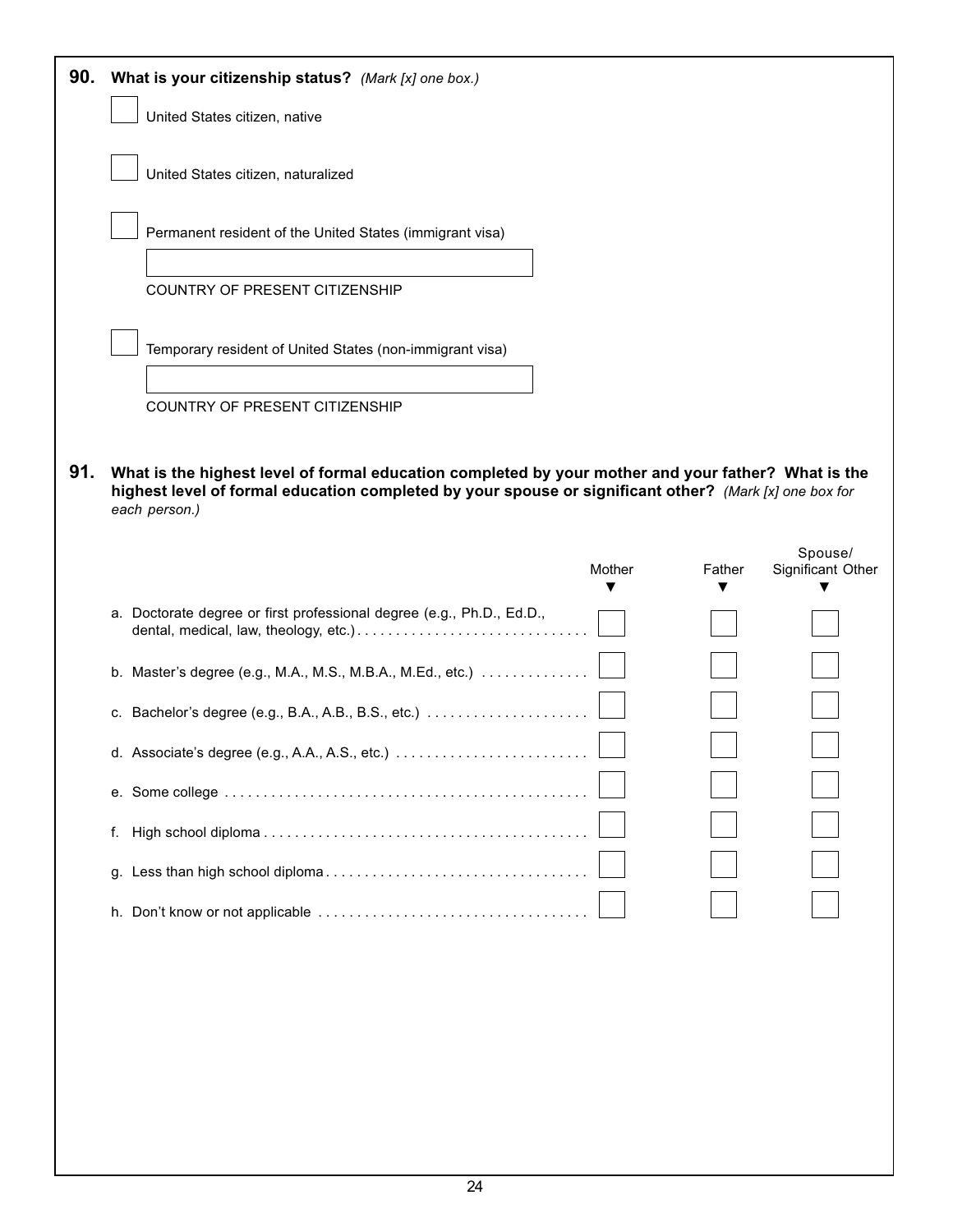**90. What is your citizenship status?** *(Mark [x] one box.)*

- [ ] United States citizen, native
- [ ] United States citizen, naturalized
- [ ] Permanent resident of the United States (immigrant visa)

  ____________________
  COUNTRY OF PRESENT CITIZENSHIP

- [ ] Temporary resident of United States (non-immigrant visa)

  ____________________
  COUNTRY OF PRESENT CITIZENSHIP

**91. What is the highest level of formal education completed by your mother and your father? What is the highest level of formal education completed by your spouse or significant other?** *(Mark [x] one box for each person.)*

| | Mother | Father | Spouse/ Significant Other |
|---|---|---|---|
| a. Doctorate degree or first professional degree (e.g., Ph.D., Ed.D., dental, medical, law, theology, etc.) | ☐ | ☐ | ☐ |
| b. Master's degree (e.g., M.A., M.S., M.B.A., M.Ed., etc.) | ☐ | ☐ | ☐ |
| c. Bachelor's degree (e.g., B.A., A.B., B.S., etc.) | ☐ | ☐ | ☐ |
| d. Associate's degree (e.g., A.A., A.S., etc.) | ☐ | ☐ | ☐ |
| e. Some college | ☐ | ☐ | ☐ |
| f. High school diploma | ☐ | ☐ | ☐ |
| g. Less than high school diploma | ☐ | ☐ | ☐ |
| h. Don't know or not applicable | ☐ | ☐ | ☐ |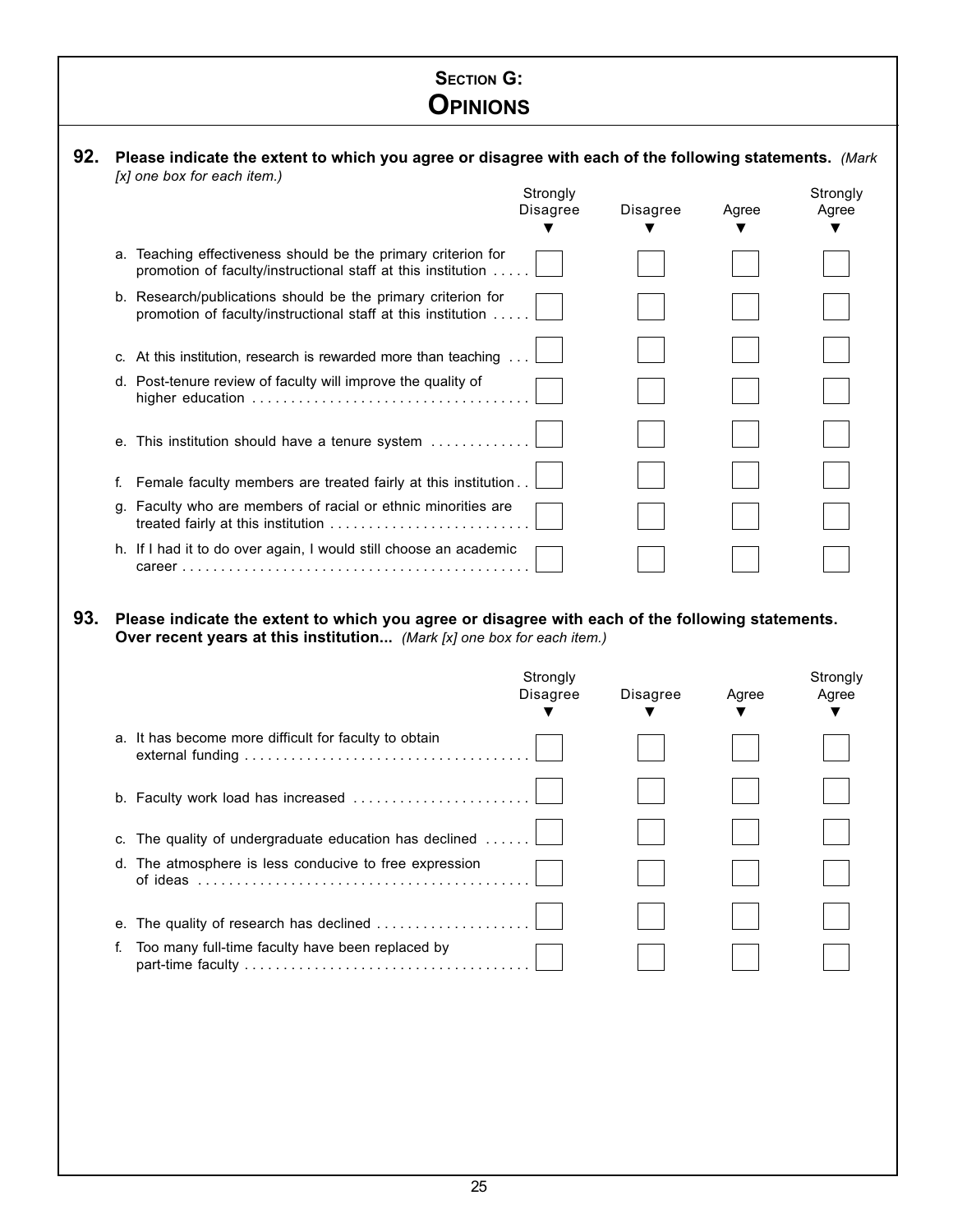# Section G: Opinions

**92. Please indicate the extent to which you agree or disagree with each of the following statements.** *(Mark [x] one box for each item.)*

| | Strongly Disagree | Disagree | Agree | Strongly Agree |
|---|---|---|---|---|
| a. Teaching effectiveness should be the primary criterion for promotion of faculty/instructional staff at this institution | ☐ | ☐ | ☐ | ☐ |
| b. Research/publications should be the primary criterion for promotion of faculty/instructional staff at this institution | ☐ | ☐ | ☐ | ☐ |
| c. At this institution, research is rewarded more than teaching | ☐ | ☐ | ☐ | ☐ |
| d. Post-tenure review of faculty will improve the quality of higher education | ☐ | ☐ | ☐ | ☐ |
| e. This institution should have a tenure system | ☐ | ☐ | ☐ | ☐ |
| f. Female faculty members are treated fairly at this institution | ☐ | ☐ | ☐ | ☐ |
| g. Faculty who are members of racial or ethnic minorities are treated fairly at this institution | ☐ | ☐ | ☐ | ☐ |
| h. If I had it to do over again, I would still choose an academic career | ☐ | ☐ | ☐ | ☐ |

**93. Please indicate the extent to which you agree or disagree with each of the following statements. Over recent years at this institution...** *(Mark [x] one box for each item.)*

| | Strongly Disagree | Disagree | Agree | Strongly Agree |
|---|---|---|---|---|
| a. It has become more difficult for faculty to obtain external funding | ☐ | ☐ | ☐ | ☐ |
| b. Faculty work load has increased | ☐ | ☐ | ☐ | ☐ |
| c. The quality of undergraduate education has declined | ☐ | ☐ | ☐ | ☐ |
| d. The atmosphere is less conducive to free expression of ideas | ☐ | ☐ | ☐ | ☐ |
| e. The quality of research has declined | ☐ | ☐ | ☐ | ☐ |
| f. Too many full-time faculty have been replaced by part-time faculty | ☐ | ☐ | ☐ | ☐ |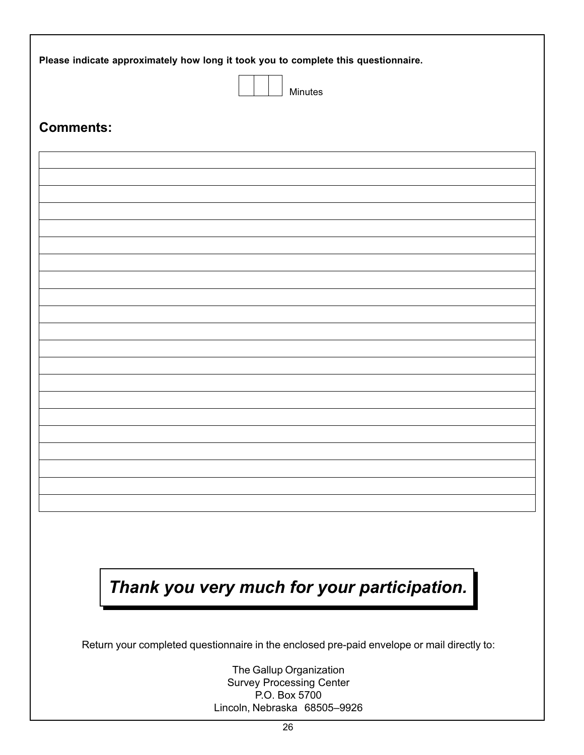**Please indicate approximately how long it took you to complete this questionnaire.**

| | | | Minutes

## Comments:

*Thank you very much for your participation.*

Return your completed questionnaire in the enclosed pre-paid envelope or mail directly to:

The Gallup Organization
Survey Processing Center
P.O. Box 5700
Lincoln, Nebraska 68505–9926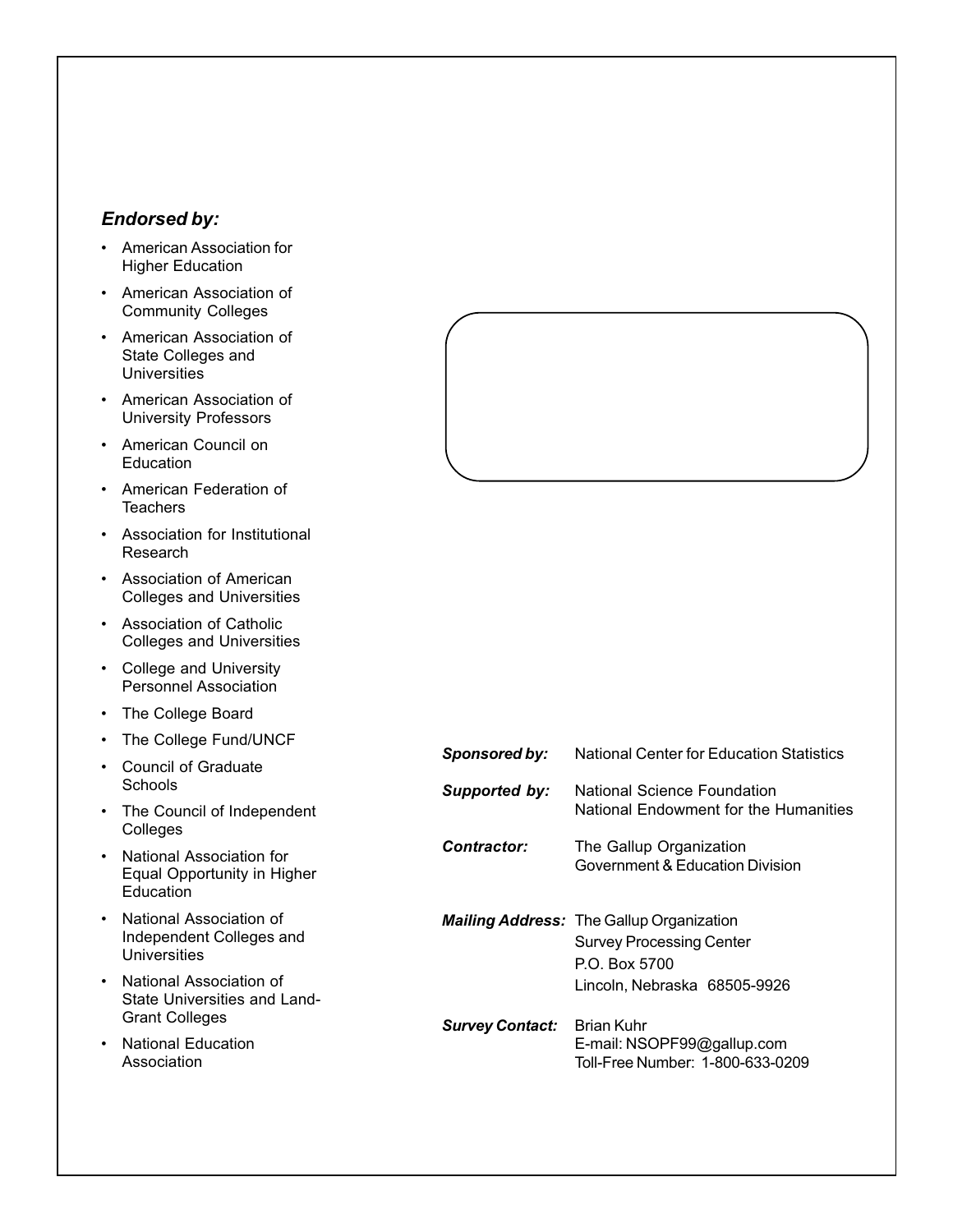***Endorsed by:***

- American Association for Higher Education
- American Association of Community Colleges
- American Association of State Colleges and Universities
- American Association of University Professors
- American Council on Education
- American Federation of Teachers
- Association for Institutional Research
- Association of American Colleges and Universities
- Association of Catholic Colleges and Universities
- College and University Personnel Association
- The College Board
- The College Fund/UNCF
- Council of Graduate Schools
- The Council of Independent Colleges
- National Association for Equal Opportunity in Higher Education
- National Association of Independent Colleges and Universities
- National Association of State Universities and Land-Grant Colleges
- National Education Association

***Sponsored by:*** National Center for Education Statistics

***Supported by:*** National Science Foundation
National Endowment for the Humanities

***Contractor:*** The Gallup Organization
Government & Education Division

***Mailing Address:*** The Gallup Organization
Survey Processing Center
P.O. Box 5700
Lincoln, Nebraska 68505-9926

***Survey Contact:*** Brian Kuhr
E-mail: NSOPF99@gallup.com
Toll-Free Number: 1-800-633-0209